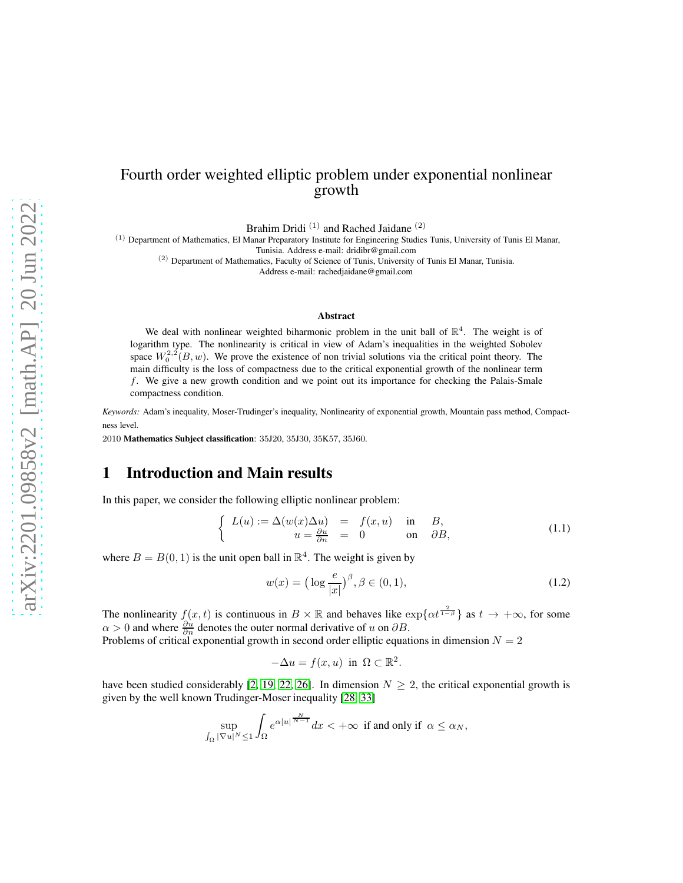# Fourth order weighted elliptic problem under exponential nonlinear growth

Brahim Dridi [(1)] and Rached Jaidane [(2)]

[(1)] Department of Mathematics, El Manar Preparatory Institute for Engineering Studies Tunis, University of Tunis El Manar, Tunisia. Address e-mail: dridibr@gmail.com

[(2)] Department of Mathematics, Faculty of Science of Tunis, University of Tunis El Manar, Tunisia. Address e-mail: rachedjaidane@gmail.com

### Abstract

We deal with nonlinear weighted biharmonic problem in the unit ball of $\mathbb{R}^4$. The weight is of logarithm type. The nonlinearity is critical in view of Adam's inequalities in the weighted Sobolev space $W_0^{2,2}(B,w)$. We prove the existence of non trivial solutions via the critical point theory. The main difficulty is the loss of compactness due to the critical exponential growth of the nonlinear term $f$. We give a new growth condition and we point out its importance for checking the Palais-Smale compactness condition.

*Keywords:* Adam's inequality, Moser-Trudinger's inequality, Nonlinearity of exponential growth, Mountain pass method, Compactness level.

2010 **Mathematics Subject classification**: 35J20, 35J30, 35K57, 35J60.

## 1 Introduction and Main results

In this paper, we consider the following elliptic nonlinear problem:

$$\begin{cases} L(u) := \Delta(w(x)\Delta u) &= f(x,u) \quad \text{in} \quad B, \\ u = \frac{\partial u}{\partial n} &= 0 \quad\quad\quad \text{on} \quad \partial B, \end{cases} \tag{1.1}$$

where $B = B(0,1)$ is the unit open ball in $\mathbb{R}^4$. The weight is given by

$$w(x) = \big(\log \frac{e}{|x|}\big)^{\beta}, \beta \in (0,1), \tag{1.2}$$

The nonlinearity $f(x,t)$ is continuous in $B \times \mathbb{R}$ and behaves like $\exp\{\alpha t^{\frac{2}{1-\beta}}\}$ as $t \to +\infty$, for some $\alpha > 0$ and where $\frac{\partial u}{\partial n}$ denotes the outer normal derivative of $u$ on $\partial B$.
Problems of critical exponential growth in second order elliptic equations in dimension $N = 2$

$$-\Delta u = f(x,u) \;\text{ in }\; \Omega \subset \mathbb{R}^2.$$

have been studied considerably [2, 19, 22, 26]. In dimension $N \geq 2$, the critical exponential growth is given by the well known Trudinger-Moser inequality [28, 33]

$$\sup_{\int_\Omega |\nabla u|^N \leq 1} \int_\Omega e^{\alpha |u|^{\frac{N}{N-1}}} dx < +\infty \;\text{ if and only if }\; \alpha \leq \alpha_N,$$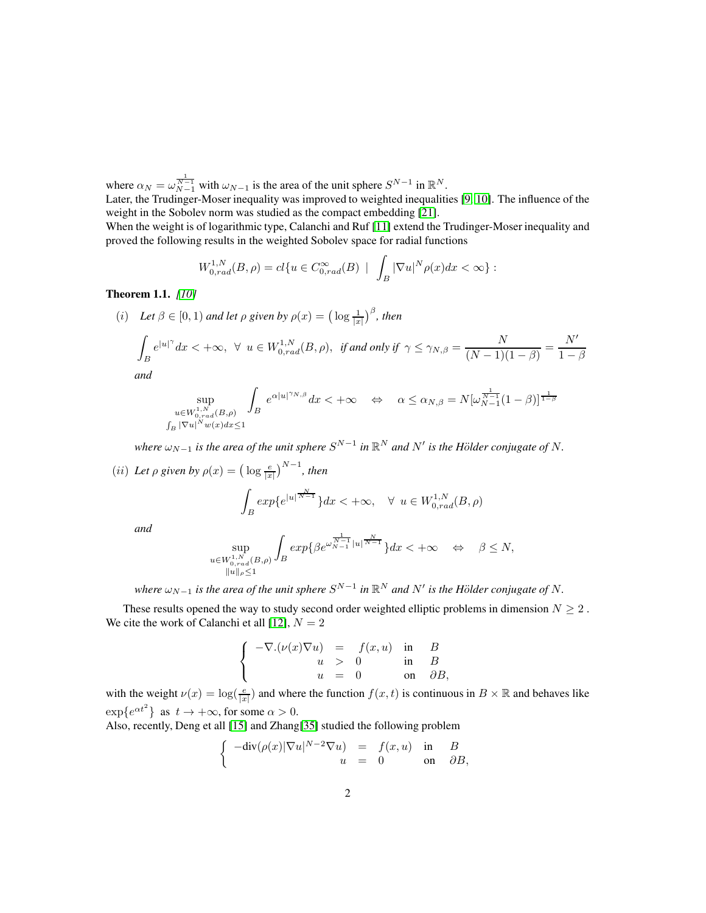where $\alpha_N = \omega_{N-1}^{\frac{1}{N-1}}$ with $\omega_{N-1}$ is the area of the unit sphere $S^{N-1}$ in $\mathbb{R}^N$.
Later, the Trudinger-Moser inequality was improved to weighted inequalities [9, 10]. The influence of the weight in the Sobolev norm was studied as the compact embedding [21].
When the weight is of logarithmic type, Calanchi and Ruf [11] extend the Trudinger-Moser inequality and proved the following results in the weighted Sobolev space for radial functions

$$W^{1,N}_{0,rad}(B,\rho) = cl\{u \in C^{\infty}_{0,rad}(B) \ | \ \int_B |\nabla u|^N \rho(x)dx < \infty\} :$$

**Theorem 1.1.** *[10]*

*(i) Let $\beta \in [0,1)$ and let $\rho$ given by $\rho(x) = \big(\log \frac{1}{|x|}\big)^{\beta}$, then*

$$\int_B e^{|u|^{\gamma}}dx < +\infty, \ \ \forall \ u \in W^{1,N}_{0,rad}(B,\rho), \ \ \textit{if and only if} \ \ \gamma \leq \gamma_{N,\beta} = \frac{N}{(N-1)(1-\beta)} = \frac{N'}{1-\beta}$$

*and*

$$\sup_{\substack{u\in W^{1,N}_{0,rad}(B,\rho)\\ \int_B |\nabla u|^N w(x)dx\leq 1}} \int_B e^{\alpha |u|^{\gamma_{N,\beta}}}dx < +\infty \quad \Leftrightarrow \quad \alpha \leq \alpha_{N,\beta} = N[\omega_{N-1}^{\frac{1}{N-1}}(1-\beta)]^{\frac{1}{1-\beta}}$$

*where $\omega_{N-1}$ is the area of the unit sphere $S^{N-1}$ in $\mathbb{R}^N$ and $N'$ is the Hölder conjugate of $N$.*

*(ii) Let $\rho$ given by $\rho(x) = \big(\log \frac{e}{|x|}\big)^{N-1}$, then*

$$\int_B exp\{e^{|u|^{\frac{N}{N-1}}}\}dx < +\infty, \quad \forall \ u \in W^{1,N}_{0,rad}(B,\rho)$$

*and*

$$\sup_{\substack{u\in W^{1,N}_{0,rad}(B,\rho)\\ \|u\|_{\rho}\leq 1}} \int_B exp\{\beta e^{\omega_{N-1}^{\frac{1}{N-1}}|u|^{\frac{N}{N-1}}}\}dx < +\infty \quad \Leftrightarrow \quad \beta \leq N,$$

*where $\omega_{N-1}$ is the area of the unit sphere $S^{N-1}$ in $\mathbb{R}^N$ and $N'$ is the Hölder conjugate of $N$.*

These results opened the way to study second order weighted elliptic problems in dimension $N \geq 2$ . We cite the work of Calanchi et all [12], $N = 2$

$$\begin{cases} -\nabla.(\nu(x)\nabla u) &= & f(x,u) & \text{in} & B \\ u &> & 0 & \text{in} & B \\ u &= & 0 & \text{on} & \partial B, \end{cases}$$

with the weight $\nu(x) = \log(\frac{e}{|x|})$ and where the function $f(x,t)$ is continuous in $B \times \mathbb{R}$ and behaves like $\exp\{e^{\alpha t^2}\}$ as $t \to +\infty$, for some $\alpha > 0$.
Also, recently, Deng et all [15] and Zhang[35] studied the following problem

$$\begin{cases} -\text{div}(\rho(x)|\nabla u|^{N-2}\nabla u) &= & f(x,u) & \text{in} & B \\ u &= & 0 & \text{on} & \partial B, \end{cases}$$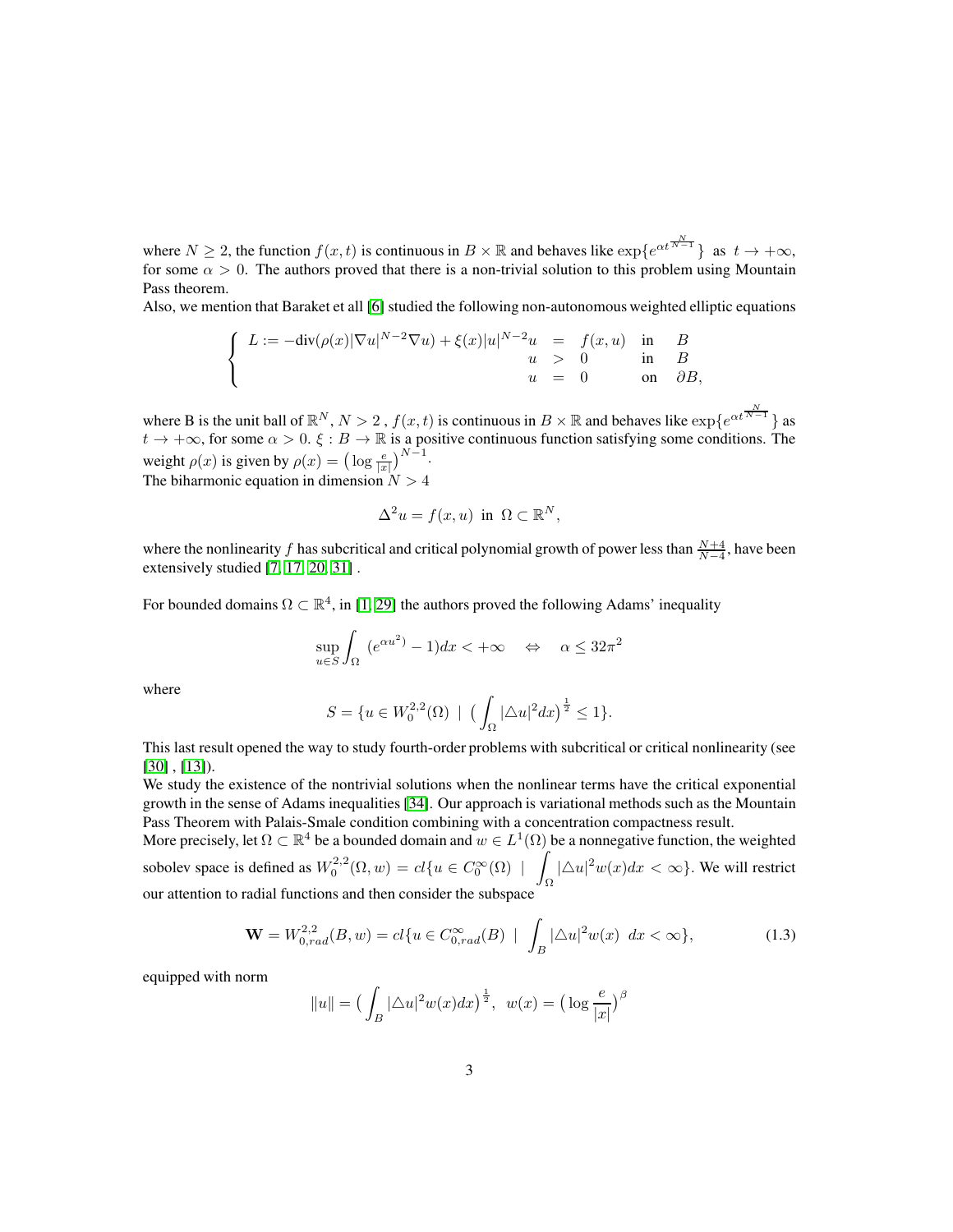where $N \geq 2$, the function $f(x,t)$ is continuous in $B \times \mathbb{R}$ and behaves like $\exp\{e^{\alpha t^{\frac{N}{N-1}}}\}$ as $t \to +\infty$, for some $\alpha > 0$. The authors proved that there is a non-trivial solution to this problem using Mountain Pass theorem.
Also, we mention that Baraket et all [6] studied the following non-autonomous weighted elliptic equations

$$\begin{cases} L := -\text{div}(\rho(x)|\nabla u|^{N-2}\nabla u) + \xi(x)|u|^{N-2}u &= f(x,u) \quad \text{in} \quad B \\ u &> 0 \quad \text{in} \quad B \\ u &= 0 \quad \text{on} \quad \partial B, \end{cases}$$

where B is the unit ball of $\mathbb{R}^N$, $N > 2$ , $f(x,t)$ is continuous in $B \times \mathbb{R}$ and behaves like $\exp\{e^{\alpha t^{\frac{N}{N-1}}}\}$ as $t \to +\infty$, for some $\alpha > 0$. $\xi : B \to \mathbb{R}$ is a positive continuous function satisfying some conditions. The weight $\rho(x)$ is given by $\rho(x) = \big(\log \frac{e}{|x|}\big)^{N-1}$.
The biharmonic equation in dimension $N > 4$

$$\Delta^2 u = f(x,u) \ \text{ in } \ \Omega \subset \mathbb{R}^N,$$

where the nonlinearity $f$ has subcritical and critical polynomial growth of power less than $\frac{N+4}{N-4}$, have been extensively studied [7, 17, 20, 31] .

For bounded domains $\Omega \subset \mathbb{R}^4$, in [1, 29] the authors proved the following Adams' inequality

$$\sup_{u \in S} \int_\Omega (e^{\alpha u^2)} - 1)dx < +\infty \quad \Leftrightarrow \quad \alpha \leq 32\pi^2$$

where

$$S = \{u \in W_0^{2,2}(\Omega) \ | \ \big(\int_\Omega |\triangle u|^2 dx\big)^{\frac{1}{2}} \leq 1\}.$$

This last result opened the way to study fourth-order problems with subcritical or critical nonlinearity (see [30] , [13]).
We study the existence of the nontrivial solutions when the nonlinear terms have the critical exponential growth in the sense of Adams inequalities [34]. Our approach is variational methods such as the Mountain Pass Theorem with Palais-Smale condition combining with a concentration compactness result.
More precisely, let $\Omega \subset \mathbb{R}^4$ be a bounded domain and $w \in L^1(\Omega)$ be a nonnegative function, the weighted sobolev space is defined as $W_0^{2,2}(\Omega, w) = cl\{u \in C_0^\infty(\Omega) \ | \ \displaystyle\int_\Omega |\triangle u|^2 w(x)dx < \infty\}$. We will restrict our attention to radial functions and then consider the subspace

$$\mathbf{W} = W_{0,rad}^{2,2}(B, w) = cl\{u \in C_{0,rad}^\infty(B) \ | \ \int_B |\triangle u|^2 w(x) \ dx < \infty\}, \tag{1.3}$$

equipped with norm

$$\|u\| = \big(\int_B |\triangle u|^2 w(x)dx\big)^{\frac{1}{2}}, \ \ w(x) = \big(\log \frac{e}{|x|}\big)^\beta$$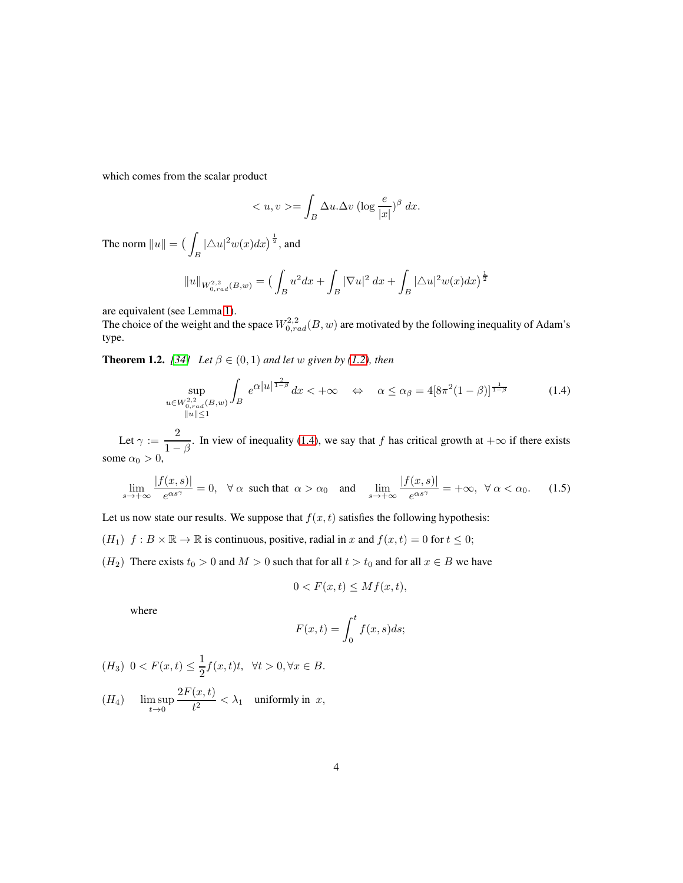which comes from the scalar product

$$< u, v >= \int_B \Delta u.\Delta v \, (\log \frac{e}{|x|})^{\beta} \, dx.$$

The norm $\|u\| = \big( \int_B |\triangle u|^2 w(x) dx \big)^{\frac{1}{2}}$, and

$$\|u\|_{W^{2,2}_{0,rad}(B,w)} = \big( \int_B u^2 dx + \int_B |\nabla u|^2 \, dx + \int_B |\triangle u|^2 w(x) dx \big)^{\frac{1}{2}}$$

are equivalent (see Lemma 1).

The choice of the weight and the space $W^{2,2}_{0,rad}(B, w)$ are motivated by the following inequality of Adam's type.

**Theorem 1.2.** *[34] Let $\beta \in (0, 1)$ and let $w$ given by (1.2), then*

$$\sup_{\substack{u \in W^{2,2}_{0,rad}(B,w) \\ \|u\| \leq 1}} \int_B e^{\alpha |u|^{\frac{2}{1-\beta}}} dx < +\infty \quad \Leftrightarrow \quad \alpha \leq \alpha_\beta = 4[8\pi^2(1-\beta)]^{\frac{1}{1-\beta}} \tag{1.4}$$

Let $\gamma := \dfrac{2}{1-\beta}$. In view of inequality (1.4), we say that $f$ has critical growth at $+\infty$ if there exists some $\alpha_0 > 0$,

$$\lim_{s \to +\infty} \frac{|f(x,s)|}{e^{\alpha s^\gamma}} = 0, \quad \forall \, \alpha \text{ such that } \alpha > \alpha_0 \quad \text{and} \quad \lim_{s \to +\infty} \frac{|f(x,s)|}{e^{\alpha s^\gamma}} = +\infty, \; \forall \, \alpha < \alpha_0. \tag{1.5}$$

Let us now state our results. We suppose that $f(x,t)$ satisfies the following hypothesis:

$(H_1)$ $f : B \times \mathbb{R} \to \mathbb{R}$ is continuous, positive, radial in $x$ and $f(x,t) = 0$ for $t \leq 0$;

$(H_2)$ There exists $t_0 > 0$ and $M > 0$ such that for all $t > t_0$ and for all $x \in B$ we have

$$0 < F(x,t) \leq M f(x,t),$$

where

$$F(x,t) = \int_0^t f(x,s) ds;$$

$(H_3)$ $0 < F(x,t) \leq \dfrac{1}{2} f(x,t)t, \;\; \forall t > 0, \forall x \in B.$

$(H_4)$ $\quad \limsup\limits_{t \to 0} \dfrac{2F(x,t)}{t^2} < \lambda_1 \quad$ uniformly in $x$,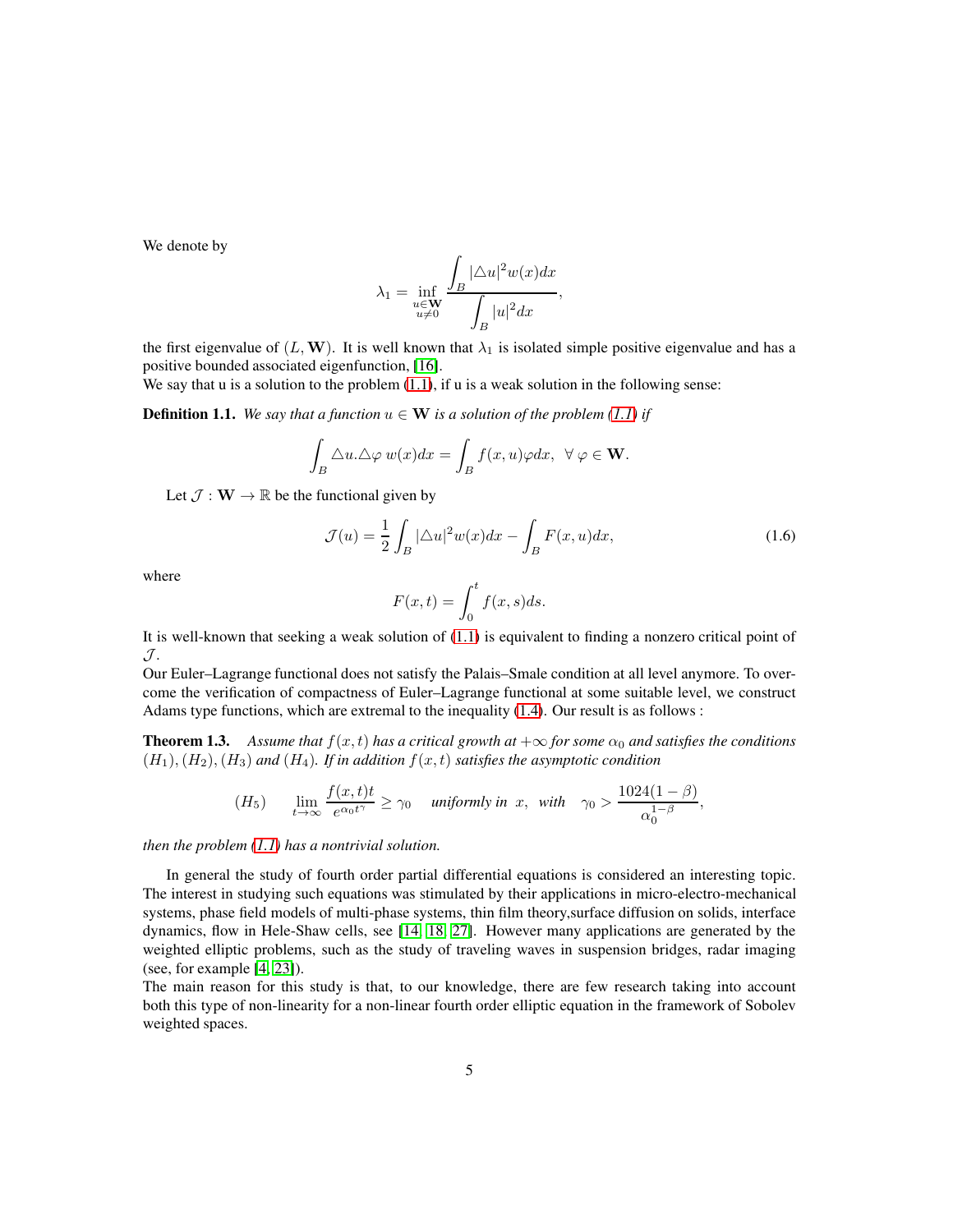We denote by

$$\lambda_1 = \inf_{\substack{u \in \mathbf{W} \\ u \neq 0}} \frac{\displaystyle\int_B |\triangle u|^2 w(x) dx}{\displaystyle\int_B |u|^2 dx},$$

the first eigenvalue of $(L, \mathbf{W})$. It is well known that $\lambda_1$ is isolated simple positive eigenvalue and has a positive bounded associated eigenfunction, [16].
We say that u is a solution to the problem (1.1), if u is a weak solution in the following sense:

**Definition 1.1.** *We say that a function $u \in \mathbf{W}$ is a solution of the problem (1.1) if*

$$\int_B \triangle u.\triangle \varphi \, w(x) dx = \int_B f(x,u)\varphi dx, \;\; \forall \, \varphi \in \mathbf{W}.$$

Let $\mathcal{J} : \mathbf{W} \to \mathbb{R}$ be the functional given by

$$\mathcal{J}(u) = \frac{1}{2}\int_B |\triangle u|^2 w(x) dx - \int_B F(x,u) dx, \tag{1.6}$$

where

$$F(x,t) = \int_0^t f(x,s) ds.$$

It is well-known that seeking a weak solution of (1.1) is equivalent to finding a nonzero critical point of $\mathcal{J}$.
Our Euler–Lagrange functional does not satisfy the Palais–Smale condition at all level anymore. To overcome the verification of compactness of Euler–Lagrange functional at some suitable level, we construct Adams type functions, which are extremal to the inequality (1.4). Our result is as follows :

**Theorem 1.3.** *Assume that $f(x,t)$ has a critical growth at $+\infty$ for some $\alpha_0$ and satisfies the conditions $(H_1), (H_2), (H_3)$ and $(H_4)$. If in addition $f(x,t)$ satisfies the asymptotic condition*

$$(H_5) \qquad \lim_{t \to \infty} \frac{f(x,t)t}{e^{\alpha_0 t^{\gamma}}} \geq \gamma_0 \quad \text{uniformly in } x, \;\; \text{with} \quad \gamma_0 > \frac{1024(1-\beta)}{\alpha_0^{1-\beta}},$$

*then the problem (1.1) has a nontrivial solution.*

In general the study of fourth order partial differential equations is considered an interesting topic. The interest in studying such equations was stimulated by their applications in micro-electro-mechanical systems, phase field models of multi-phase systems, thin film theory,surface diffusion on solids, interface dynamics, flow in Hele-Shaw cells, see [14, 18, 27]. However many applications are generated by the weighted elliptic problems, such as the study of traveling waves in suspension bridges, radar imaging (see, for example [4, 23]).
The main reason for this study is that, to our knowledge, there are few research taking into account both this type of non-linearity for a non-linear fourth order elliptic equation in the framework of Sobolev weighted spaces.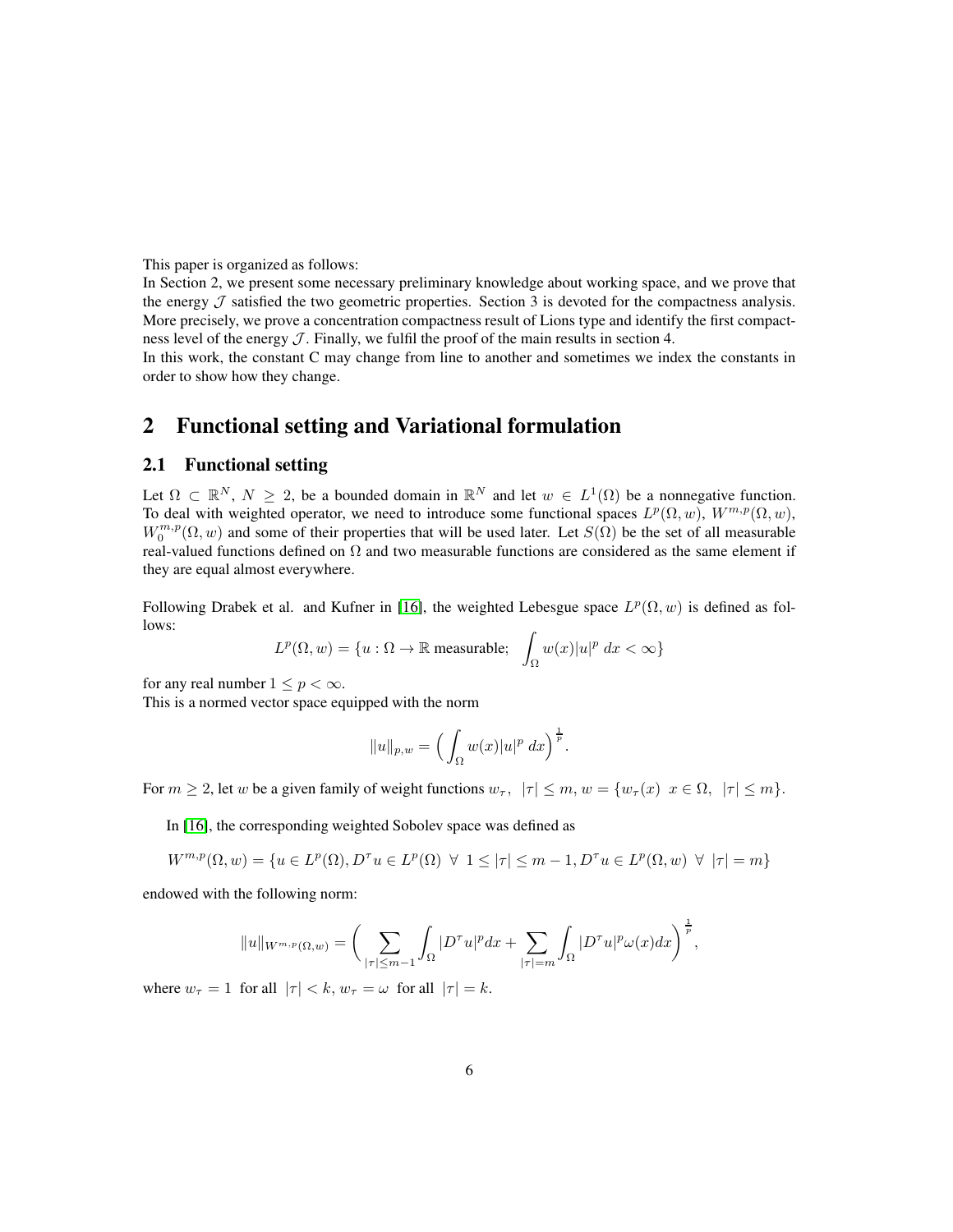This paper is organized as follows:
In Section 2, we present some necessary preliminary knowledge about working space, and we prove that the energy $\mathcal{J}$ satisfied the two geometric properties. Section 3 is devoted for the compactness analysis. More precisely, we prove a concentration compactness result of Lions type and identify the first compactness level of the energy $\mathcal{J}$. Finally, we fulfil the proof of the main results in section 4.
In this work, the constant C may change from line to another and sometimes we index the constants in order to show how they change.

## 2 Functional setting and Variational formulation

### 2.1 Functional setting

Let $\Omega \subset \mathbb{R}^N$, $N \geq 2$, be a bounded domain in $\mathbb{R}^N$ and let $w \in L^1(\Omega)$ be a nonnegative function. To deal with weighted operator, we need to introduce some functional spaces $L^p(\Omega, w)$, $W^{m,p}(\Omega, w)$, $W_0^{m,p}(\Omega, w)$ and some of their properties that will be used later. Let $S(\Omega)$ be the set of all measurable real-valued functions defined on $\Omega$ and two measurable functions are considered as the same element if they are equal almost everywhere.

Following Drabek et al. and Kufner in [16], the weighted Lebesgue space $L^p(\Omega, w)$ is defined as follows:

$$L^p(\Omega, w) = \{u : \Omega \to \mathbb{R} \text{ measurable}; \quad \int_\Omega w(x)|u|^p \, dx < \infty\}$$

for any real number $1 \leq p < \infty$.
This is a normed vector space equipped with the norm

$$\|u\|_{p,w} = \Big( \int_\Omega w(x)|u|^p \, dx \Big)^{\frac{1}{p}}.$$

For $m \geq 2$, let $w$ be a given family of weight functions $w_\tau, \ |\tau| \leq m$, $w = \{w_\tau(x) \ \ x \in \Omega, \ |\tau| \leq m\}$.

In [16], the corresponding weighted Sobolev space was defined as

$$W^{m,p}(\Omega, w) = \{u \in L^p(\Omega), D^\tau u \in L^p(\Omega) \ \forall \ 1 \leq |\tau| \leq m-1, D^\tau u \in L^p(\Omega, w) \ \forall \ |\tau| = m\}$$

endowed with the following norm:

$$\|u\|_{W^{m,p}(\Omega,w)} = \bigg( \sum_{|\tau| \leq m-1} \int_\Omega |D^\tau u|^p dx + \sum_{|\tau|=m} \int_\Omega |D^\tau u|^p \omega(x) dx \bigg)^{\frac{1}{p}},$$

where $w_\tau = 1$ for all $|\tau| < k$, $w_\tau = \omega$ for all $|\tau| = k$.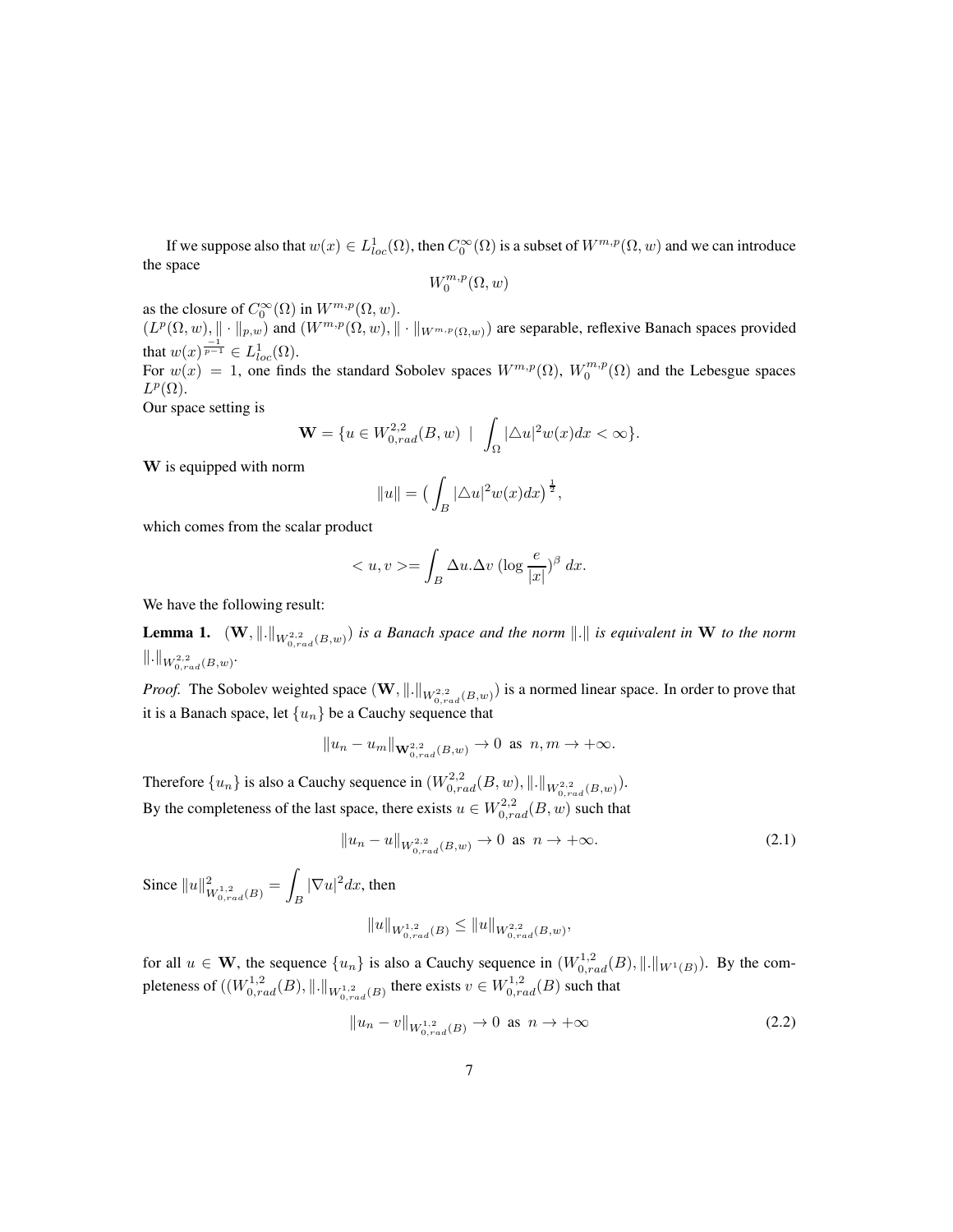If we suppose also that $w(x) \in L^1_{loc}(\Omega)$, then $C_0^\infty(\Omega)$ is a subset of $W^{m,p}(\Omega, w)$ and we can introduce the space

$$W_0^{m,p}(\Omega, w)$$

as the closure of $C_0^\infty(\Omega)$ in $W^{m,p}(\Omega, w)$.
$(L^p(\Omega, w), \| \cdot \|_{p,w})$ and $(W^{m,p}(\Omega, w), \| \cdot \|_{W^{m,p}(\Omega,w)})$ are separable, reflexive Banach spaces provided that $w(x)^{\frac{-1}{p-1}} \in L^1_{loc}(\Omega)$.
For $w(x) = 1$, one finds the standard Sobolev spaces $W^{m,p}(\Omega)$, $W_0^{m,p}(\Omega)$ and the Lebesgue spaces $L^p(\Omega)$.
Our space setting is

$$\mathbf{W} = \{u \in W^{2,2}_{0,rad}(B, w) \ \mid \ \int_\Omega |\triangle u|^2 w(x) dx < \infty\}.$$

$\mathbf{W}$ is equipped with norm

$$\|u\| = \big(\int_B |\triangle u|^2 w(x) dx\big)^{\frac{1}{2}},$$

which comes from the scalar product

$$< u, v >= \int_B \Delta u . \Delta v \ (\log \frac{e}{|x|})^\beta \ dx.$$

We have the following result:

**Lemma 1.** *$(\mathbf{W}, \|.\|_{W^{2,2}_{0,rad}(B,w)})$ is a Banach space and the norm $\|.\|$ is equivalent in $\mathbf{W}$ to the norm $\|.\|_{W^{2,2}_{0,rad}(B,w)}$.*

*Proof.* The Sobolev weighted space $(\mathbf{W}, \|.\|_{W^{2,2}_{0,rad}(B,w)})$ is a normed linear space. In order to prove that it is a Banach space, let $\{u_n\}$ be a Cauchy sequence that

$$\|u_n - u_m\|_{\mathbf{W}^{2,2}_{0,rad}(B,w)} \to 0 \ \text{ as } \ n, m \to +\infty.$$

Therefore $\{u_n\}$ is also a Cauchy sequence in $(W^{2,2}_{0,rad}(B, w), \|.\|_{W^{2,2}_{0,rad}(B,w)})$.
By the completeness of the last space, there exists $u \in W^{2,2}_{0,rad}(B, w)$ such that

$$\|u_n - u\|_{W^{2,2}_{0,rad}(B,w)} \to 0 \ \text{ as } \ n \to +\infty. \tag{2.1}$$

Since $\|u\|^2_{W^{1,2}_{0,rad}(B)} = \displaystyle\int_B |\nabla u|^2 dx$, then

$$\|u\|_{W^{1,2}_{0,rad}(B)} \leq \|u\|_{W^{2,2}_{0,rad}(B,w)},$$

for all $u \in \mathbf{W}$, the sequence $\{u_n\}$ is also a Cauchy sequence in $(W^{1,2}_{0,rad}(B), \|.\|_{W^1(B)})$. By the completeness of $((W^{1,2}_{0,rad}(B), \|.\|_{W^{1,2}_{0,rad}(B)}$ there exists $v \in W^{1,2}_{0,rad}(B)$ such that

$$\|u_n - v\|_{W^{1,2}_{0,rad}(B)} \to 0 \ \text{ as } \ n \to +\infty \tag{2.2}$$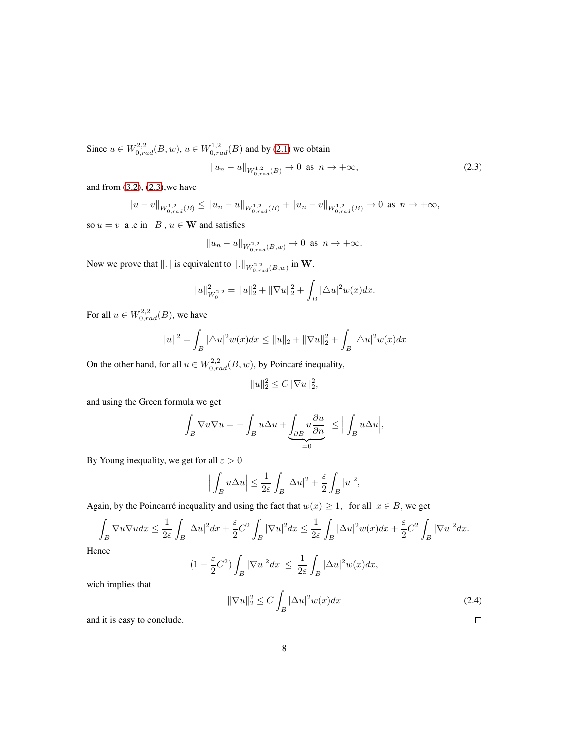Since $u \in W^{2,2}_{0,rad}(B,w)$, $u \in W^{1,2}_{0,rad}(B)$ and by (2.1) we obtain

$$\|u_n - u\|_{W^{1,2}_{0,rad}(B)} \to 0 \text{ as } n \to +\infty, \tag{2.3}$$

and from (3.2), (2.3),we have

$$\|u - v\|_{W^{1,2}_{0,rad}(B)} \leq \|u_n - u\|_{W^{1,2}_{0,rad}(B)} + \|u_n - v\|_{W^{1,2}_{0,rad}(B)} \to 0 \text{ as } n \to +\infty,$$

so $u = v$ a .e in $B$ , $u \in \mathbf{W}$ and satisfies

$$\|u_n - u\|_{W^{2,2}_{0,rad}(B,w)} \to 0 \text{ as } n \to +\infty.$$

Now we prove that $\|.\|$ is equivalent to $\|.\|_{W^{2,2}_{0,rad}(B,w)}$ in $\mathbf{W}$.

$$\|u\|^2_{W^{2,2}_0} = \|u\|^2_2 + \|\nabla u\|^2_2 + \int_B |\triangle u|^2 w(x)dx.$$

For all $u \in W^{2,2}_{0,rad}(B)$, we have

$$\|u\|^2 = \int_B |\triangle u|^2 w(x)dx \leq \|u\|_2 + \|\nabla u\|^2_2 + \int_B |\triangle u|^2 w(x)dx$$

On the other hand, for all $u \in W^{2,2}_{0,rad}(B,w)$, by Poincaré inequality,

$$\|u\|^2_2 \leq C\|\nabla u\|^2_2,$$

and using the Green formula we get

$$\int_B \nabla u \nabla u = -\int_B u\Delta u + \underbrace{\int_{\partial B} u\frac{\partial u}{\partial n}}_{=0} \leq \Big|\int_B u\Delta u\Big|,$$

By Young inequality, we get for all $\varepsilon > 0$

$$\Big|\int_B u\Delta u\Big| \leq \frac{1}{2\varepsilon}\int_B |\Delta u|^2 + \frac{\varepsilon}{2}\int_B |u|^2,$$

Again, by the Poincarré inequality and using the fact that $w(x) \geq 1$, for all $x \in B$, we get

$$\int_B \nabla u \nabla u dx \leq \frac{1}{2\varepsilon}\int_B |\Delta u|^2 dx + \frac{\varepsilon}{2}C^2\int_B |\nabla u|^2 dx \leq \frac{1}{2\varepsilon}\int_B |\Delta u|^2 w(x)dx + \frac{\varepsilon}{2}C^2\int_B |\nabla u|^2 dx.$$

Hence

$$(1 - \frac{\varepsilon}{2}C^2)\int_B |\nabla u|^2 dx \leq \frac{1}{2\varepsilon}\int_B |\Delta u|^2 w(x)dx,$$

wich implies that

$$\|\nabla u\|^2_2 \leq C\int_B |\Delta u|^2 w(x)dx \tag{2.4}$$

and it is easy to conclude. □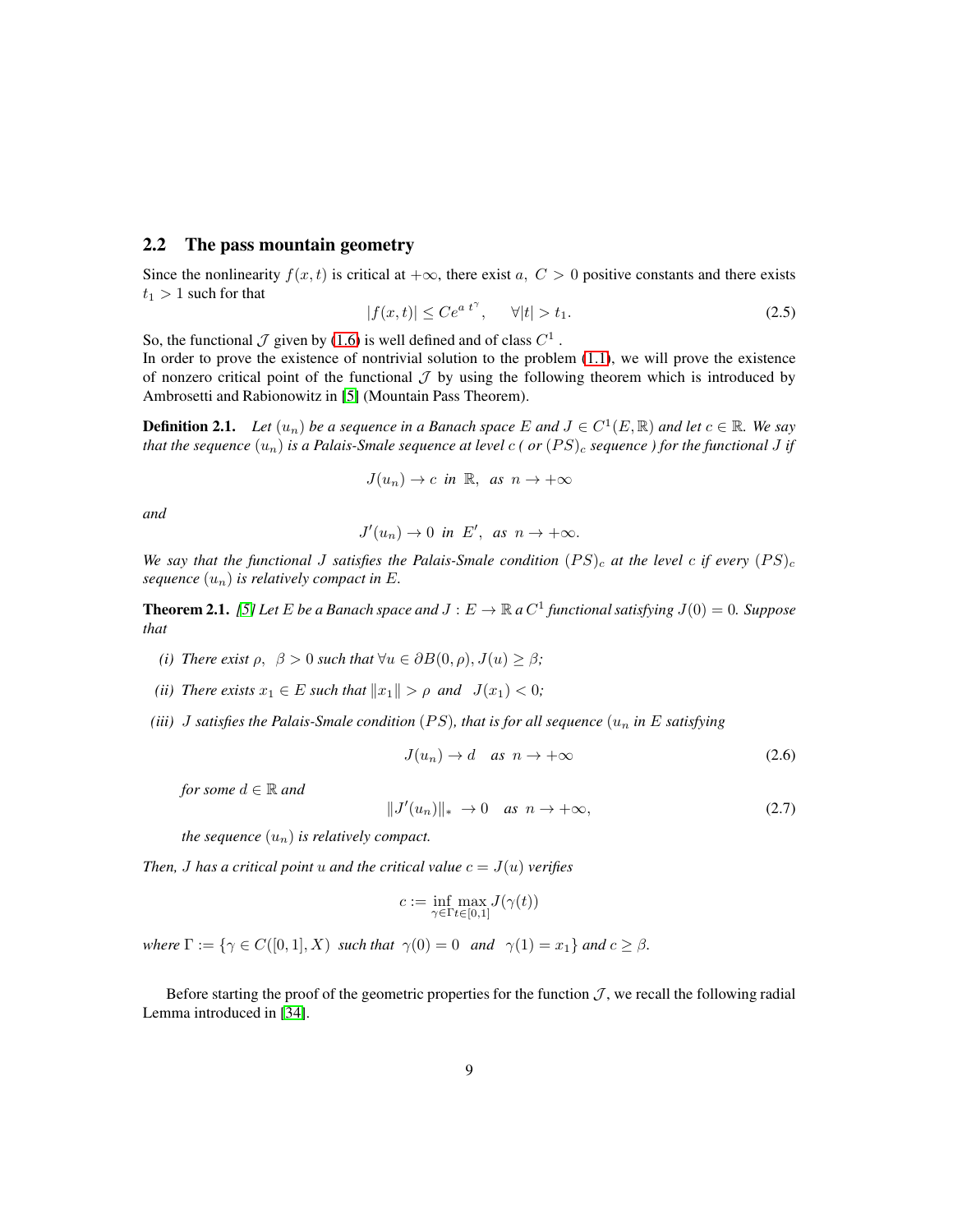## 2.2 The pass mountain geometry

Since the nonlinearity $f(x,t)$ is critical at $+\infty$, there exist $a,\ C>0$ positive constants and there exists $t_1>1$ such for that

$$|f(x,t)| \leq Ce^{a\ t^{\gamma}}, \qquad \forall |t|>t_1. \tag{2.5}$$

So, the functional $\mathcal{J}$ given by (1.6) is well defined and of class $C^1$ .
In order to prove the existence of nontrivial solution to the problem (1.1), we will prove the existence of nonzero critical point of the functional $\mathcal{J}$ by using the following theorem which is introduced by Ambrosetti and Rabionowitz in [5] (Mountain Pass Theorem).

**Definition 2.1.** *Let $(u_n)$ be a sequence in a Banach space $E$ and $J \in C^1(E,\mathbb{R})$ and let $c \in \mathbb{R}$. We say that the sequence $(u_n)$ is a Palais-Smale sequence at level $c$ ( or $(PS)_c$ sequence ) for the functional $J$ if*

$$J(u_n) \to c \ \text{ in } \ \mathbb{R}, \ \text{ as } \ n \to +\infty$$

*and*

$$J'(u_n) \to 0 \ \text{ in } \ E', \ \text{ as } \ n \to +\infty.$$

*We say that the functional $J$ satisfies the Palais-Smale condition $(PS)_c$ at the level $c$ if every $(PS)_c$ sequence $(u_n)$ is relatively compact in $E$.*

**Theorem 2.1.** *[5] Let $E$ be a Banach space and $J : E \to \mathbb{R}$ a $C^1$ functional satisfying $J(0) = 0$. Suppose that*

*(i) There exist $\rho,\ \ \beta > 0$ such that $\forall u \in \partial B(0,\rho)$, $J(u) \geq \beta$;*

*(ii) There exists $x_1 \in E$ such that $\|x_1\| > \rho$ and $J(x_1) < 0$;*

*(iii) $J$ satisfies the Palais-Smale condition $(PS)$, that is for all sequence $(u_n$ in $E$ satisfying*

$$J(u_n) \to d \quad \text{as} \ \ n \to +\infty \tag{2.6}$$

*for some $d \in \mathbb{R}$ and*

$$\|J'(u_n)\|_* \ \to 0 \quad \text{as} \ \ n \to +\infty, \tag{2.7}$$

*the sequence $(u_n)$ is relatively compact.*

*Then, $J$ has a critical point $u$ and the critical value $c = J(u)$ verifies*

$$c := \inf_{\gamma \in \Gamma} \max_{t \in [0,1]} J(\gamma(t))$$

*where $\Gamma := \{\gamma \in C([0,1], X)$ such that $\gamma(0) = 0$ and $\gamma(1) = x_1\}$ and $c \geq \beta$.*

Before starting the proof of the geometric properties for the function $\mathcal{J}$, we recall the following radial Lemma introduced in [34].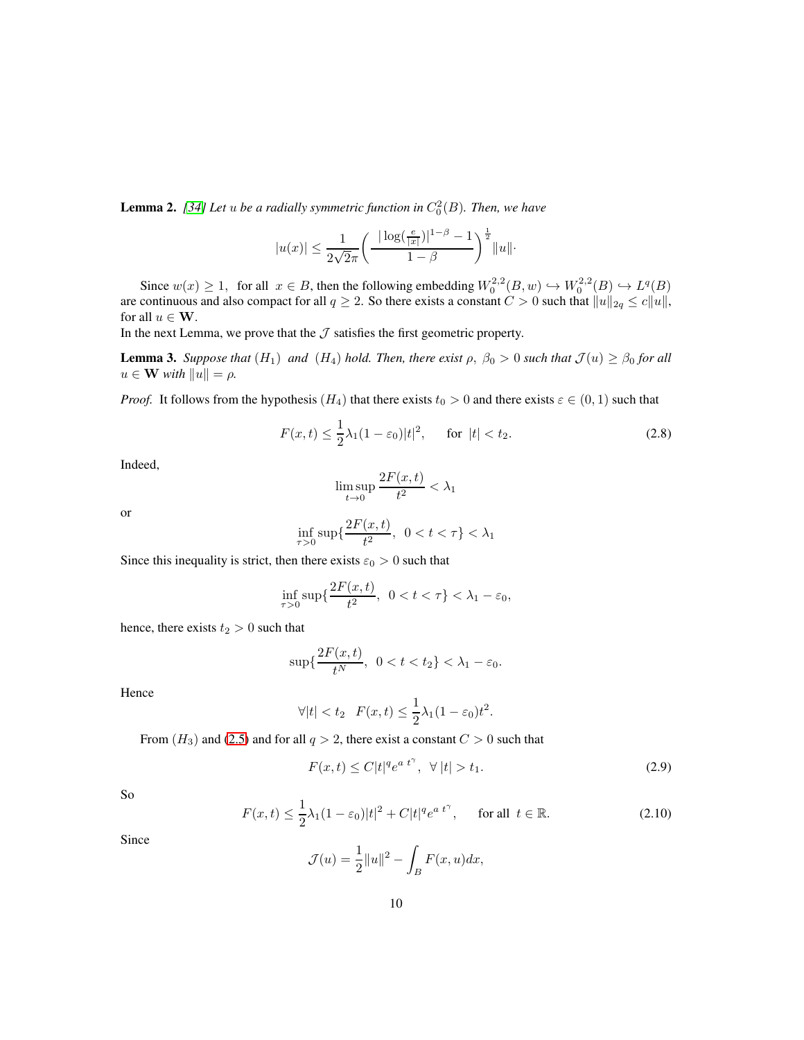**Lemma 2.** *[34] Let $u$ be a radially symmetric function in $C_0^2(B)$. Then, we have*

$$|u(x)| \leq \frac{1}{2\sqrt{2}\pi}\bigg(\frac{|\log(\frac{e}{|x|})|^{1-\beta}-1}{1-\beta}\bigg)^{\frac{1}{2}}\|u\|.$$

Since $w(x)\geq 1,\;$ for all $\;x\in B$, then the following embedding $W_0^{2,2}(B,w)\hookrightarrow W_0^{2,2}(B)\hookrightarrow L^q(B)$ are continuous and also compact for all $q\geq 2$. So there exists a constant $C>0$ such that $\|u\|_{2q}\leq c\|u\|$, for all $u\in \mathbf{W}$.

In the next Lemma, we prove that the $\mathcal{J}$ satisfies the first geometric property.

**Lemma 3.** *Suppose that $(H_1)$ and $(H_4)$ hold. Then, there exist $\rho,\ \beta_0>0$ such that $\mathcal{J}(u)\geq \beta_0$ for all $u\in\mathbf{W}$ with $\|u\|=\rho$.*

*Proof.* It follows from the hypothesis $(H_4)$ that there exists $t_0>0$ and there exists $\varepsilon\in(0,1)$ such that

$$F(x,t)\leq \frac{1}{2}\lambda_1(1-\varepsilon_0)|t|^2, \qquad \text{for } |t|<t_2. \tag{2.8}$$

Indeed,

$$\limsup_{t\rightarrow 0}\frac{2F(x,t)}{t^2}<\lambda_1$$

or

$$\inf_{\tau>0}\sup\{\frac{2F(x,t)}{t^2},\;\;0<t<\tau\}<\lambda_1$$

Since this inequality is strict, then there exists $\varepsilon_0>0$ such that

$$\inf_{\tau>0}\sup\{\frac{2F(x,t)}{t^2},\;\;0<t<\tau\}<\lambda_1-\varepsilon_0,$$

hence, there exists $t_2>0$ such that

$$\sup\{\frac{2F(x,t)}{t^N},\;\;0<t<t_2\}<\lambda_1-\varepsilon_0.$$

Hence

$$\forall |t|<t_2\quad F(x,t)\leq\frac{1}{2}\lambda_1(1-\varepsilon_0)t^2.$$

From $(H_3)$ and (2.5) and for all $q>2$, there exist a constant $C>0$ such that

$$F(x,t)\leq C|t|^q e^{a\;t^{\gamma}},\;\;\forall\;|t|>t_1. \tag{2.9}$$

So

$$F(x,t)\leq\frac{1}{2}\lambda_1(1-\varepsilon_0)|t|^2+C|t|^q e^{a\;t^{\gamma}}, \qquad \text{for all }\; t\in\mathbb{R}. \tag{2.10}$$

Since

$$\mathcal{J}(u)=\frac{1}{2}\|u\|^2-\int_B F(x,u)dx,$$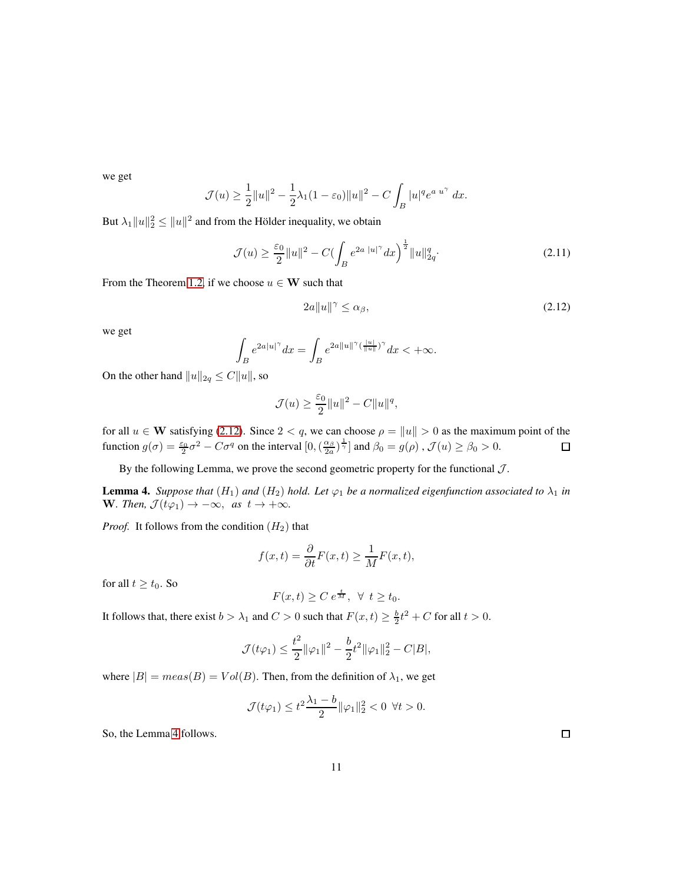we get

$$\mathcal{J}(u) \geq \frac{1}{2}\|u\|^2 - \frac{1}{2}\lambda_1(1-\varepsilon_0)\|u\|^2 - C\int_B |u|^q e^{a\ u^\gamma}\ dx.$$

But $\lambda_1\|u\|_2^2 \leq \|u\|^2$ and from the Hölder inequality, we obtain

$$\mathcal{J}(u) \geq \frac{\varepsilon_0}{2}\|u\|^2 - C\Big(\int_B e^{2a\ |u|^\gamma} dx\Big)^{\frac{1}{2}}\|u\|_{2q}^q. \tag{2.11}$$

From the Theorem 1.2, if we choose $u \in \mathbf{W}$ such that

$$2a\|u\|^\gamma \leq \alpha_\beta, \tag{2.12}$$

we get

$$\int_B e^{2a|u|^\gamma} dx = \int_B e^{2a\|u\|^\gamma(\frac{|u|}{\|u\|})^\gamma} dx < +\infty.$$

On the other hand $\|u\|_{2q} \leq C\|u\|$, so

$$\mathcal{J}(u) \geq \frac{\varepsilon_0}{2}\|u\|^2 - C\|u\|^q,$$

for all $u \in \mathbf{W}$ satisfying (2.12). Since $2 < q$, we can choose $\rho = \|u\| > 0$ as the maximum point of the function $g(\sigma) = \frac{\varepsilon_0}{2}\sigma^2 - C\sigma^q$ on the interval $[0, (\frac{\alpha_\beta}{2a})^{\frac{1}{\gamma}}]$ and $\beta_0 = g(\rho)$ , $\mathcal{J}(u) \geq \beta_0 > 0$. $\square$

By the following Lemma, we prove the second geometric property for the functional $\mathcal{J}$.

**Lemma 4.** *Suppose that $(H_1)$ and $(H_2)$ hold. Let $\varphi_1$ be a normalized eigenfunction associated to $\lambda_1$ in $\mathbf{W}$. Then, $\mathcal{J}(t\varphi_1) \to -\infty$, as $t \to +\infty$.*

*Proof.* It follows from the condition $(H_2)$ that

$$f(x,t) = \frac{\partial}{\partial t}F(x,t) \geq \frac{1}{M}F(x,t),$$

for all $t \geq t_0$. So

$$F(x,t) \geq C\ e^{\frac{t}{M}},\ \ \forall\ t \geq t_0.$$

It follows that, there exist $b > \lambda_1$ and $C > 0$ such that $F(x,t) \geq \frac{b}{2}t^2 + C$ for all $t > 0$.

$$\mathcal{J}(t\varphi_1) \leq \frac{t^2}{2}\|\varphi_1\|^2 - \frac{b}{2}t^2\|\varphi_1\|_2^2 - C|B|,$$

where $|B| = meas(B) = Vol(B)$. Then, from the definition of $\lambda_1$, we get

$$\mathcal{J}(t\varphi_1) \leq t^2\frac{\lambda_1 - b}{2}\|\varphi_1\|_2^2 < 0\ \ \forall t > 0.$$

So, the Lemma 4 follows. $\square$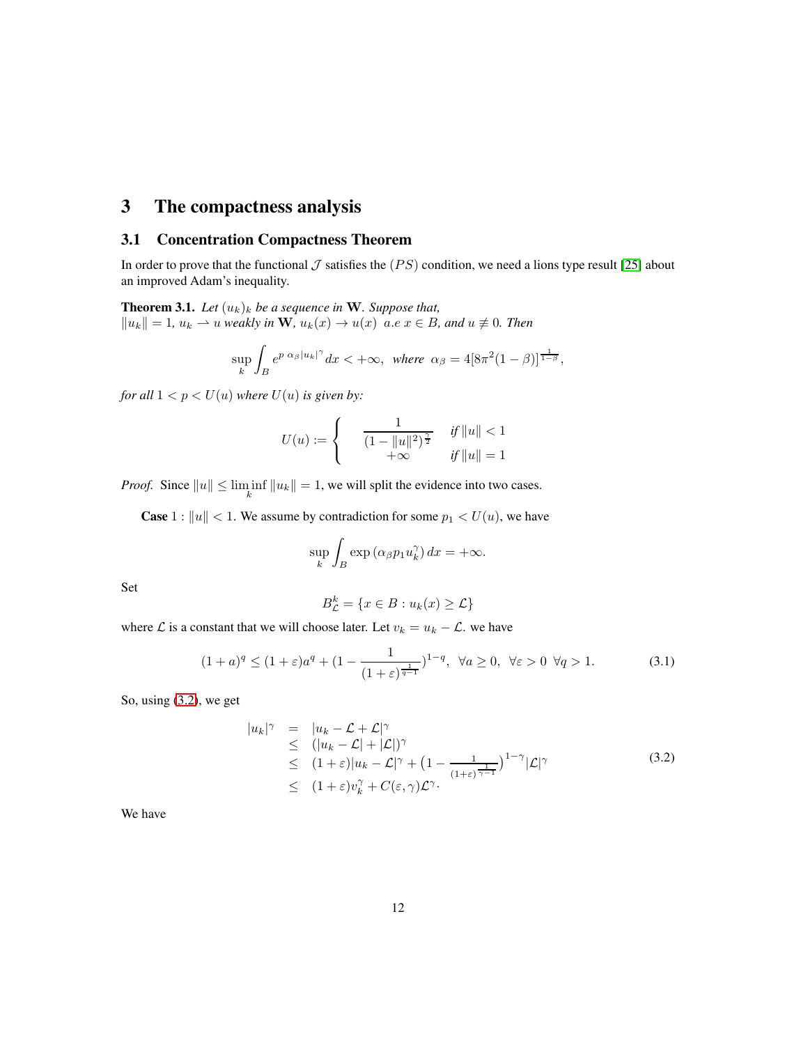# 3 The compactness analysis

## 3.1 Concentration Compactness Theorem

In order to prove that the functional $\mathcal{J}$ satisfies the $(PS)$ condition, we need a lions type result [25] about an improved Adam's inequality.

**Theorem 3.1.** *Let $(u_k)_k$ be a sequence in $\mathbf{W}$. Suppose that,*
*$\|u_k\| = 1$, $u_k \rightharpoonup u$ weakly in $\mathbf{W}$, $u_k(x) \to u(x)$ a.e $x \in B$, and $u \not\equiv 0$. Then*

$$\sup_k \int_B e^{p\ \alpha_\beta |u_k|^\gamma} dx < +\infty, \ \ where \ \ \alpha_\beta = 4[8\pi^2(1-\beta)]^{\frac{1}{1-\beta}},$$

*for all $1 < p < U(u)$ where $U(u)$ is given by:*

$$U(u) := \begin{cases} \dfrac{1}{(1-\|u\|^2)^{\frac{\gamma}{2}}} & \text{if } \|u\| < 1 \\ +\infty & \text{if } \|u\| = 1 \end{cases}$$

*Proof.* Since $\|u\| \leq \liminf\limits_k \|u_k\| = 1$, we will split the evidence into two cases.

**Case** $1$ : $\|u\| < 1$. We assume by contradiction for some $p_1 < U(u)$, we have

$$\sup_k \int_B \exp\left(\alpha_\beta p_1 u_k^\gamma\right) dx = +\infty.$$

Set

$$B^k_{\mathcal{L}} = \{x \in B : u_k(x) \geq \mathcal{L}\}$$

where $\mathcal{L}$ is a constant that we will choose later. Let $v_k = u_k - \mathcal{L}$. we have

$$(1+a)^q \leq (1+\varepsilon)a^q + (1 - \frac{1}{(1+\varepsilon)^{\frac{1}{q-1}}})^{1-q}, \ \ \forall a \geq 0, \ \ \forall \varepsilon > 0 \ \ \forall q > 1. \tag{3.1}$$

So, using (3.2), we get

$$\begin{array}{rcl} |u_k|^\gamma & = & |u_k - \mathcal{L} + \mathcal{L}|^\gamma \\ & \leq & (|u_k - \mathcal{L}| + |\mathcal{L}|)^\gamma \\ & \leq & (1+\varepsilon)|u_k - \mathcal{L}|^\gamma + \left(1 - \frac{1}{(1+\varepsilon)^{\frac{1}{\gamma-1}}}\right)^{1-\gamma} |\mathcal{L}|^\gamma \\ & \leq & (1+\varepsilon)v_k^\gamma + C(\varepsilon,\gamma)\mathcal{L}^\gamma. \end{array} \tag{3.2}$$

We have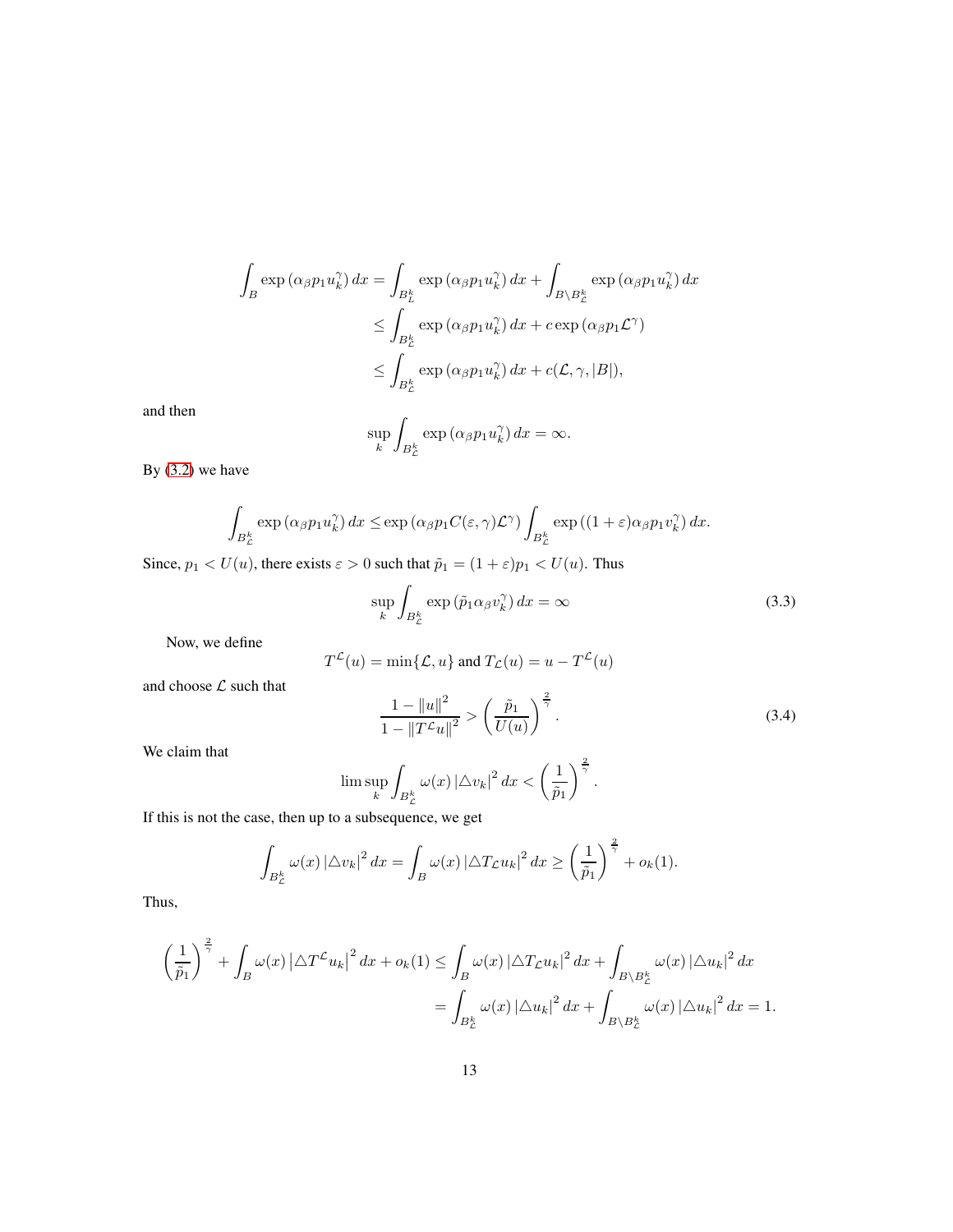$$
\begin{aligned}
\int_B \exp\left(\alpha_\beta p_1 u_k^\gamma\right) dx &= \int_{B_L^k} \exp\left(\alpha_\beta p_1 u_k^\gamma\right) dx + \int_{B \setminus B_{\mathcal{L}}^k} \exp\left(\alpha_\beta p_1 u_k^\gamma\right) dx \\
&\leq \int_{B_{\mathcal{L}}^k} \exp\left(\alpha_\beta p_1 u_k^\gamma\right) dx + c \exp\left(\alpha_\beta p_1 \mathcal{L}^\gamma\right) \\
&\leq \int_{B_{\mathcal{L}}^k} \exp\left(\alpha_\beta p_1 u_k^\gamma\right) dx + c(\mathcal{L}, \gamma, |B|),
\end{aligned}
$$

and then

$$
\sup_k \int_{B_{\mathcal{L}}^k} \exp\left(\alpha_\beta p_1 u_k^\gamma\right) dx = \infty.
$$

By (3.2) we have

$$
\int_{B_{\mathcal{L}}^k} \exp\left(\alpha_\beta p_1 u_k^\gamma\right) dx \leq \exp\left(\alpha_\beta p_1 C(\varepsilon, \gamma) \mathcal{L}^\gamma\right) \int_{B_{\mathcal{L}}^k} \exp\left((1+\varepsilon)\alpha_\beta p_1 v_k^\gamma\right) dx.
$$

Since, $p_1 < U(u)$, there exists $\varepsilon > 0$ such that $\tilde{p}_1 = (1+\varepsilon)p_1 < U(u)$. Thus

$$
\sup_k \int_{B_{\mathcal{L}}^k} \exp\left(\tilde{p}_1 \alpha_\beta v_k^\gamma\right) dx = \infty \tag{3.3}
$$

Now, we define

$$
T^{\mathcal{L}}(u) = \min\{\mathcal{L}, u\} \text{ and } T_{\mathcal{L}}(u) = u - T^{\mathcal{L}}(u)
$$

and choose $\mathcal{L}$ such that

$$
\frac{1 - \|u\|^2}{1 - \|T^{\mathcal{L}} u\|^2} > \left(\frac{\tilde{p}_1}{U(u)}\right)^{\frac{2}{\gamma}}. \tag{3.4}
$$

We claim that

$$
\limsup_k \int_{B_{\mathcal{L}}^k} \omega(x) \left|\triangle v_k\right|^2 dx < \left(\frac{1}{\tilde{p}_1}\right)^{\frac{2}{\gamma}}.
$$

If this is not the case, then up to a subsequence, we get

$$
\int_{B_{\mathcal{L}}^k} \omega(x) \left|\triangle v_k\right|^2 dx = \int_B \omega(x) \left|\triangle T_{\mathcal{L}} u_k\right|^2 dx \geq \left(\frac{1}{\tilde{p}_1}\right)^{\frac{2}{\gamma}} + o_k(1).
$$

Thus,

$$
\begin{aligned}
\left(\frac{1}{\tilde{p}_1}\right)^{\frac{2}{\gamma}} + \int_B \omega(x) \left|\triangle T^{\mathcal{L}} u_k\right|^2 dx + o_k(1) &\leq \int_B \omega(x) \left|\triangle T_{\mathcal{L}} u_k\right|^2 dx + \int_{B \setminus B_{\mathcal{L}}^k} \omega(x) \left|\triangle u_k\right|^2 dx \\
&= \int_{B_{\mathcal{L}}^k} \omega(x) \left|\triangle u_k\right|^2 dx + \int_{B \setminus B_{\mathcal{L}}^k} \omega(x) \left|\triangle u_k\right|^2 dx = 1.
\end{aligned}
$$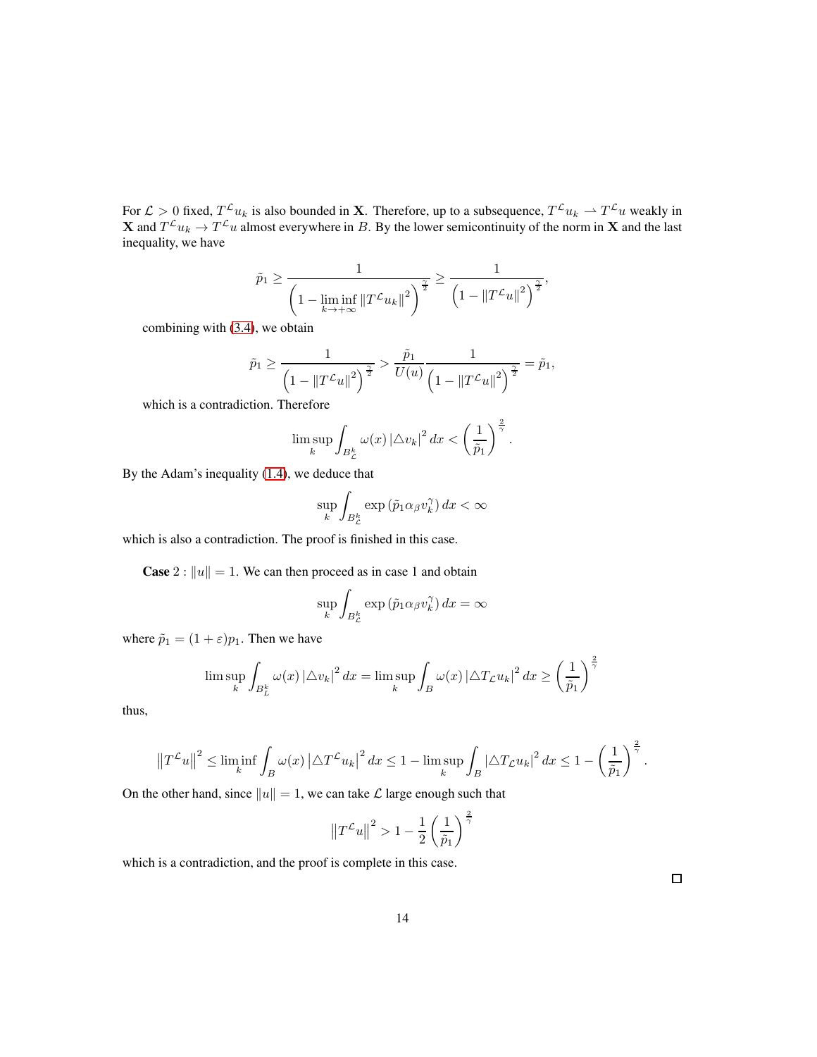For $\mathcal{L} > 0$ fixed, $T^{\mathcal{L}} u_k$ is also bounded in $\mathbf{X}$. Therefore, up to a subsequence, $T^{\mathcal{L}} u_k \rightharpoonup T^{\mathcal{L}} u$ weakly in $\mathbf{X}$ and $T^{\mathcal{L}} u_k \to T^{\mathcal{L}} u$ almost everywhere in $B$. By the lower semicontinuity of the norm in $\mathbf{X}$ and the last inequality, we have

$$
\tilde{p}_1 \geq \frac{1}{\left(1 - \liminf\limits_{k \to +\infty} \left\| T^{\mathcal{L}} u_k \right\|^2\right)^{\frac{\gamma}{2}}} \geq \frac{1}{\left(1 - \left\| T^{\mathcal{L}} u \right\|^2\right)^{\frac{\gamma}{2}}},
$$

combining with (3.4), we obtain

$$
\tilde{p}_1 \geq \frac{1}{\left(1 - \left\| T^{\mathcal{L}} u \right\|^2\right)^{\frac{\gamma}{2}}} > \frac{\tilde{p}_1}{U(u)} \frac{1}{\left(1 - \left\| T^{\mathcal{L}} u \right\|^2\right)^{\frac{\gamma}{2}}} = \tilde{p}_1,
$$

which is a contradiction. Therefore

$$
\limsup_k \int_{B_{\mathcal{L}}^k} \omega(x) \left| \triangle v_k \right|^2 dx < \left( \frac{1}{\tilde{p}_1} \right)^{\frac{2}{\gamma}}.
$$

By the Adam's inequality (1.4), we deduce that

$$
\sup_k \int_{B_{\mathcal{L}}^k} \exp\left( \tilde{p}_1 \alpha_\beta v_k^\gamma \right) dx < \infty
$$

which is also a contradiction. The proof is finished in this case.

**Case** $2$ : $\|u\| = 1$. We can then proceed as in case 1 and obtain

$$
\sup_k \int_{B_{\mathcal{L}}^k} \exp\left( \tilde{p}_1 \alpha_\beta v_k^\gamma \right) dx = \infty
$$

where $\tilde{p}_1 = (1 + \varepsilon) p_1$. Then we have

$$
\limsup_k \int_{B_L^k} \omega(x) \left| \triangle v_k \right|^2 dx = \limsup_k \int_B \omega(x) \left| \triangle T_{\mathcal{L}} u_k \right|^2 dx \geq \left( \frac{1}{\tilde{p}_1} \right)^{\frac{2}{\gamma}}
$$

thus,

$$
\left\| T^{\mathcal{L}} u \right\|^2 \leq \liminf_k \int_B \omega(x) \left| \triangle T^{\mathcal{L}} u_k \right|^2 dx \leq 1 - \limsup_k \int_B \left| \triangle T_{\mathcal{L}} u_k \right|^2 dx \leq 1 - \left( \frac{1}{\tilde{p}_1} \right)^{\frac{2}{\gamma}}.
$$

On the other hand, since $\|u\| = 1$, we can take $\mathcal{L}$ large enough such that

$$
\left\| T^{\mathcal{L}} u \right\|^2 > 1 - \frac{1}{2} \left( \frac{1}{\tilde{p}_1} \right)^{\frac{2}{\gamma}}
$$

which is a contradiction, and the proof is complete in this case.

□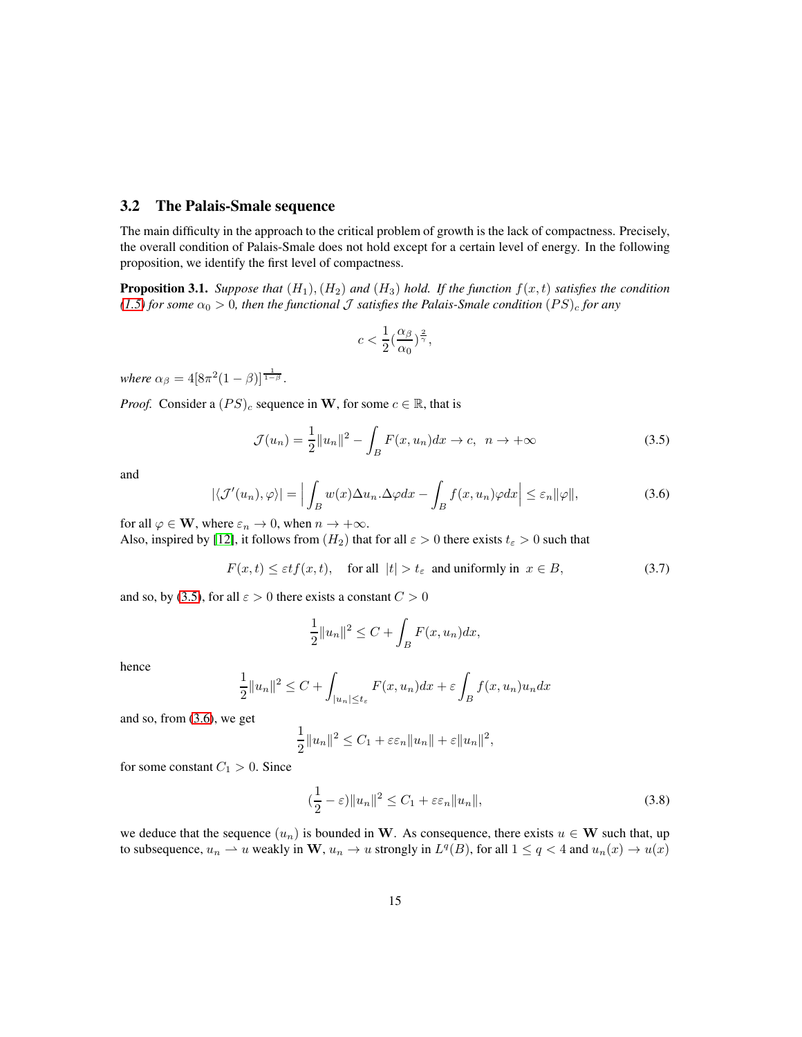## 3.2 The Palais-Smale sequence

The main difficulty in the approach to the critical problem of growth is the lack of compactness. Precisely, the overall condition of Palais-Smale does not hold except for a certain level of energy. In the following proposition, we identify the first level of compactness.

**Proposition 3.1.** *Suppose that $(H_1), (H_2)$ and $(H_3)$ hold. If the function $f(x,t)$ satisfies the condition (1.5) for some $\alpha_0 > 0$, then the functional $\mathcal{J}$ satisfies the Palais-Smale condition $(PS)_c$ for any*

$$c < \frac{1}{2}(\frac{\alpha_\beta}{\alpha_0})^{\frac{2}{\gamma}},$$

*where $\alpha_\beta = 4[8\pi^2(1-\beta)]^{\frac{1}{1-\beta}}$.*

*Proof.* Consider a $(PS)_c$ sequence in $\mathbf{W}$, for some $c \in \mathbb{R}$, that is

$$\mathcal{J}(u_n) = \frac{1}{2}\|u_n\|^2 - \int_B F(x,u_n)dx \to c, \quad n \to +\infty \tag{3.5}$$

and

$$|\langle \mathcal{J}'(u_n), \varphi \rangle| = \Big| \int_B w(x)\Delta u_n.\Delta\varphi dx - \int_B f(x,u_n)\varphi dx \Big| \leq \varepsilon_n \|\varphi\|, \tag{3.6}$$

for all $\varphi \in \mathbf{W}$, where $\varepsilon_n \to 0$, when $n \to +\infty$.
Also, inspired by [12], it follows from $(H_2)$ that for all $\varepsilon > 0$ there exists $t_\varepsilon > 0$ such that

$$F(x,t) \leq \varepsilon t f(x,t), \quad \text{for all } |t| > t_\varepsilon \text{ and uniformly in } x \in B, \tag{3.7}$$

and so, by (3.5), for all $\varepsilon > 0$ there exists a constant $C > 0$

$$\frac{1}{2}\|u_n\|^2 \leq C + \int_B F(x,u_n)dx,$$

hence

$$\frac{1}{2}\|u_n\|^2 \leq C + \int_{|u_n| \leq t_\varepsilon} F(x,u_n)dx + \varepsilon \int_B f(x,u_n)u_n dx$$

and so, from (3.6), we get

$$\frac{1}{2}\|u_n\|^2 \leq C_1 + \varepsilon\varepsilon_n\|u_n\| + \varepsilon\|u_n\|^2,$$

for some constant $C_1 > 0$. Since

$$(\frac{1}{2} - \varepsilon)\|u_n\|^2 \leq C_1 + \varepsilon\varepsilon_n\|u_n\|, \tag{3.8}$$

we deduce that the sequence $(u_n)$ is bounded in $\mathbf{W}$. As consequence, there exists $u \in \mathbf{W}$ such that, up to subsequence, $u_n \rightharpoonup u$ weakly in $\mathbf{W}$, $u_n \to u$ strongly in $L^q(B)$, for all $1 \leq q < 4$ and $u_n(x) \to u(x)$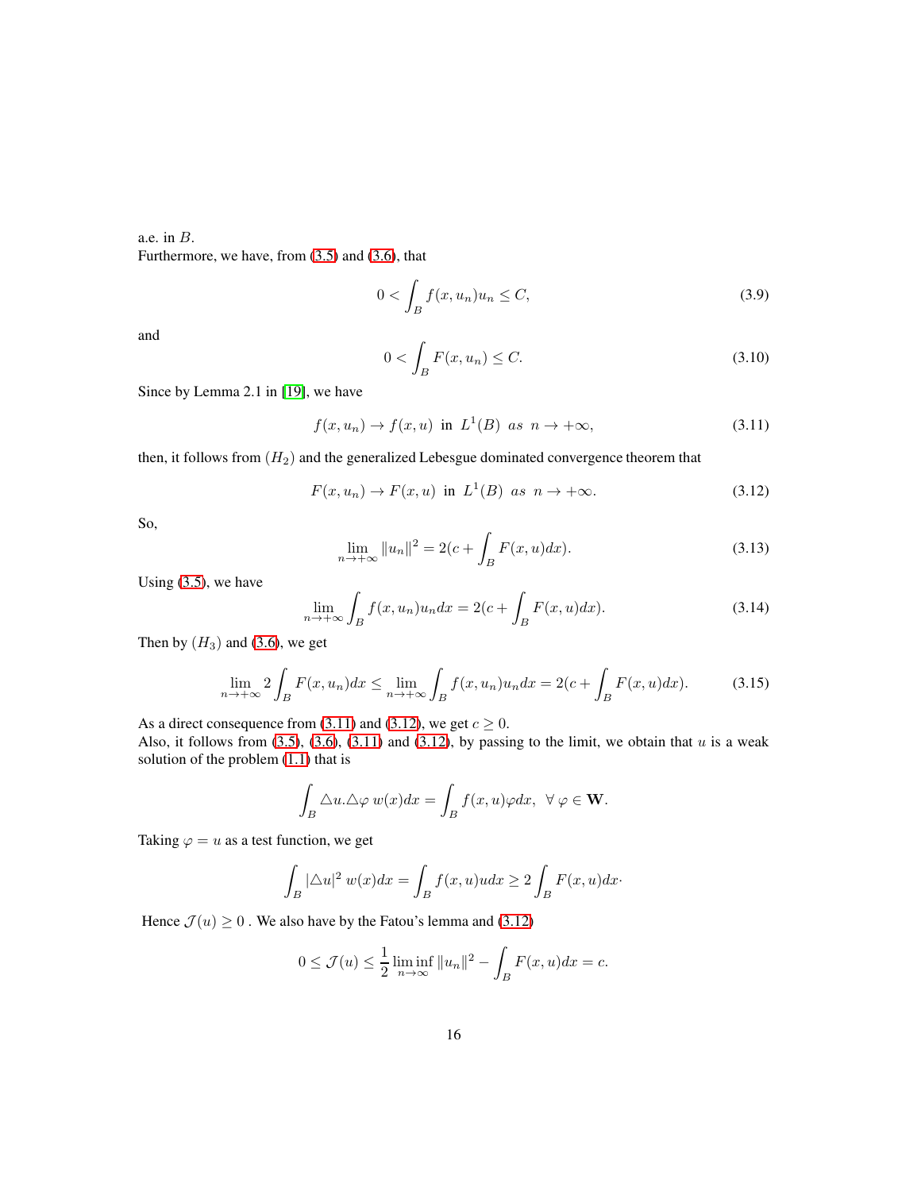a.e. in $B$.
Furthermore, we have, from (3.5) and (3.6), that

$$0 < \int_B f(x, u_n)u_n \leq C, \tag{3.9}$$

and

$$0 < \int_B F(x, u_n) \leq C. \tag{3.10}$$

Since by Lemma 2.1 in [19], we have

$$f(x, u_n) \to f(x, u) \ \text{ in } \ L^1(B) \ \ as \ \ n \to +\infty, \tag{3.11}$$

then, it follows from $(H_2)$ and the generalized Lebesgue dominated convergence theorem that

$$F(x, u_n) \to F(x, u) \ \text{ in } \ L^1(B) \ \ as \ \ n \to +\infty. \tag{3.12}$$

So,

$$\lim_{n \to +\infty} \|u_n\|^2 = 2(c + \int_B F(x, u)dx). \tag{3.13}$$

Using (3.5), we have

$$\lim_{n \to +\infty} \int_B f(x, u_n)u_n dx = 2(c + \int_B F(x, u)dx). \tag{3.14}$$

Then by $(H_3)$ and (3.6), we get

$$\lim_{n \to +\infty} 2\int_B F(x, u_n)dx \leq \lim_{n \to +\infty} \int_B f(x, u_n)u_n dx = 2(c + \int_B F(x, u)dx). \tag{3.15}$$

As a direct consequence from (3.11) and (3.12), we get $c \geq 0$.
Also, it follows from (3.5), (3.6), (3.11) and (3.12), by passing to the limit, we obtain that $u$ is a weak solution of the problem (1.1) that is

$$\int_B \triangle u . \triangle \varphi \ w(x)dx = \int_B f(x, u)\varphi dx, \ \ \forall \ \varphi \in \mathbf{W}.$$

Taking $\varphi = u$ as a test function, we get

$$\int_B |\triangle u|^2 \ w(x)dx = \int_B f(x, u)udx \geq 2\int_B F(x, u)dx\cdot$$

Hence $\mathcal{J}(u) \geq 0$ . We also have by the Fatou's lemma and (3.12)

$$0 \leq \mathcal{J}(u) \leq \frac{1}{2} \liminf_{n \to \infty} \|u_n\|^2 - \int_B F(x, u)dx = c.$$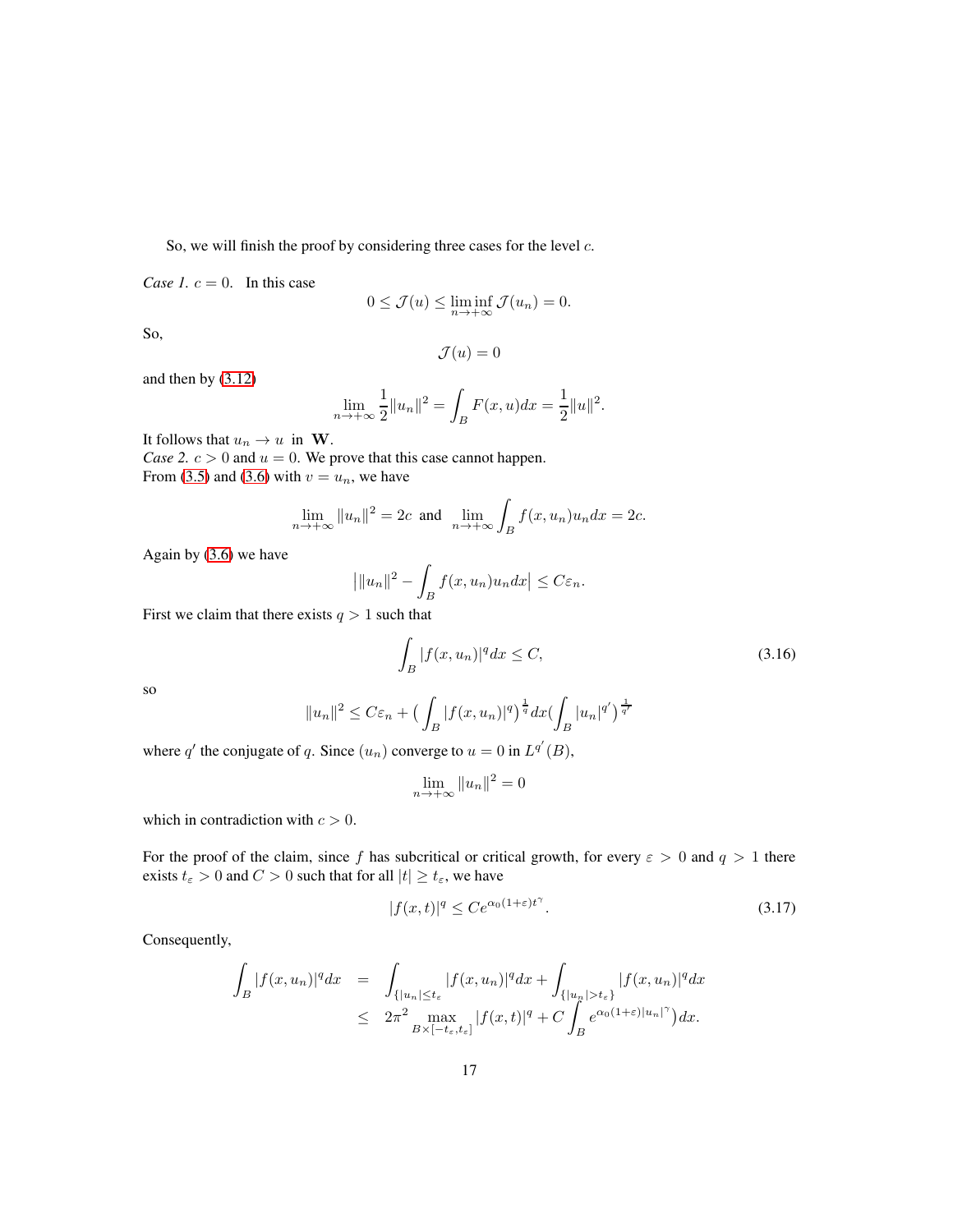So, we will finish the proof by considering three cases for the level $c$.

*Case 1.* $c = 0$. In this case

$$0 \leq \mathcal{J}(u) \leq \liminf_{n\to+\infty} \mathcal{J}(u_n) = 0.$$

So,

$$\mathcal{J}(u) = 0$$

and then by (3.12)

$$\lim_{n\to+\infty} \frac{1}{2}\|u_n\|^2 = \int_B F(x,u)dx = \frac{1}{2}\|u\|^2.$$

It follows that $u_n \to u$ in $\mathbf{W}$.

*Case 2.* $c > 0$ and $u = 0$. We prove that this case cannot happen.

From (3.5) and (3.6) with $v = u_n$, we have

$$\lim_{n\to+\infty} \|u_n\|^2 = 2c \text{ and } \lim_{n\to+\infty} \int_B f(x,u_n)u_n dx = 2c.$$

Again by (3.6) we have

$$\big|\|u_n\|^2 - \int_B f(x,u_n)u_n dx\big| \leq C\varepsilon_n.$$

First we claim that there exists $q > 1$ such that

$$\int_B |f(x,u_n)|^q dx \leq C, \tag{3.16}$$

so

$$\|u_n\|^2 \leq C\varepsilon_n + \big(\int_B |f(x,u_n)|^q\big)^{\frac{1}{q}} dx \big(\int_B |u_n|^{q'}\big)^{\frac{1}{q'}}$$

where $q'$ the conjugate of $q$. Since $(u_n)$ converge to $u = 0$ in $L^{q'}(B)$,

$$\lim_{n\to+\infty} \|u_n\|^2 = 0$$

which in contradiction with $c > 0$.

For the proof of the claim, since $f$ has subcritical or critical growth, for every $\varepsilon > 0$ and $q > 1$ there exists $t_\varepsilon > 0$ and $C > 0$ such that for all $|t| \geq t_\varepsilon$, we have

$$|f(x,t)|^q \leq Ce^{\alpha_0(1+\varepsilon)t^\gamma}. \tag{3.17}$$

Consequently,

$$\begin{aligned}
\int_B |f(x,u_n)|^q dx &= \int_{\{|u_n| \leq t_\varepsilon} |f(x,u_n)|^q dx + \int_{\{|u_n| > t_\varepsilon\}} |f(x,u_n)|^q dx \\
&\leq 2\pi^2 \max_{B\times[-t_\varepsilon,t_\varepsilon]} |f(x,t)|^q + C\int_B e^{\alpha_0(1+\varepsilon)|u_n|^\gamma}\big) dx.
\end{aligned}$$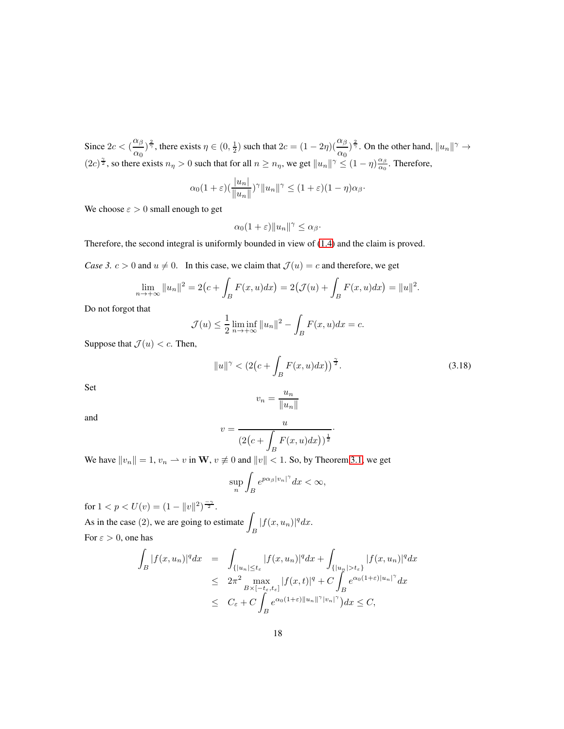Since $2c < (\frac{\alpha_\beta}{\alpha_0})^{\frac{2}{\gamma}}$, there exists $\eta \in (0, \frac{1}{2})$ such that $2c = (1-2\eta)(\frac{\alpha_\beta}{\alpha_0})^{\frac{2}{\gamma}}$. On the other hand, $\|u_n\|^\gamma \to (2c)^{\frac{\gamma}{2}}$, so there exists $n_\eta > 0$ such that for all $n \geq n_\eta$, we get $\|u_n\|^\gamma \leq (1-\eta)\frac{\alpha_\beta}{\alpha_0}$. Therefore,

$$\alpha_0(1+\varepsilon)(\frac{|u_n|}{\|u_n\|})^\gamma \|u_n\|^\gamma \leq (1+\varepsilon)(1-\eta)\alpha_\beta.$$

We choose $\varepsilon > 0$ small enough to get

$$\alpha_0(1+\varepsilon)\|u_n\|^\gamma \leq \alpha_\beta.$$

Therefore, the second integral is uniformly bounded in view of (1.4) and the claim is proved.

*Case 3.* $c > 0$ and $u \neq 0$. In this case, we claim that $\mathcal{J}(u) = c$ and therefore, we get

$$\lim_{n\to+\infty} \|u_n\|^2 = 2\big(c + \int_B F(x,u)dx\big) = 2\big(\mathcal{J}(u) + \int_B F(x,u)dx\big) = \|u\|^2.$$

Do not forgot that

$$\mathcal{J}(u) \leq \frac{1}{2}\liminf_{n\to+\infty} \|u_n\|^2 - \int_B F(x,u)dx = c.$$

Suppose that $\mathcal{J}(u) < c$. Then,

$$\|u\|^\gamma < \big(2\big(c + \int_B F(x,u)dx\big)\big)^{\frac{\gamma}{2}}. \tag{3.18}$$

Set

$$v_n = \frac{u_n}{\|u_n\|}$$

and

$$v = \frac{u}{\big(2\big(c + \int_B F(x,u)dx\big)\big)^{\frac{1}{2}}}.$$

We have $\|v_n\| = 1$, $v_n \rightharpoonup v$ in $\mathbf{W}$, $v \not\equiv 0$ and $\|v\| < 1$. So, by Theorem 3.1, we get

$$\sup_n \int_B e^{p\alpha_\beta |v_n|^\gamma} dx < \infty,$$

for $1 < p < U(v) = (1 - \|v\|^2)^{\frac{-\gamma}{2}}$.

As in the case (2), we are going to estimate $\int_B |f(x,u_n)|^q dx$.

For $\varepsilon > 0$, one has

$$\begin{aligned}
\int_B |f(x,u_n)|^q dx &= \int_{\{|u_n| \leq t_\varepsilon\}} |f(x,u_n)|^q dx + \int_{\{|u_n| > t_\varepsilon\}} |f(x,u_n)|^q dx \\
&\leq 2\pi^2 \max_{B\times[-t_\varepsilon, t_\varepsilon]} |f(x,t)|^q + C\int_B e^{\alpha_0(1+\varepsilon)|u_n|^\gamma} dx \\
&\leq C_\varepsilon + C\int_B e^{\alpha_0(1+\varepsilon)\|u_n\|^\gamma |v_n|^\gamma}\big) dx \leq C,
\end{aligned}$$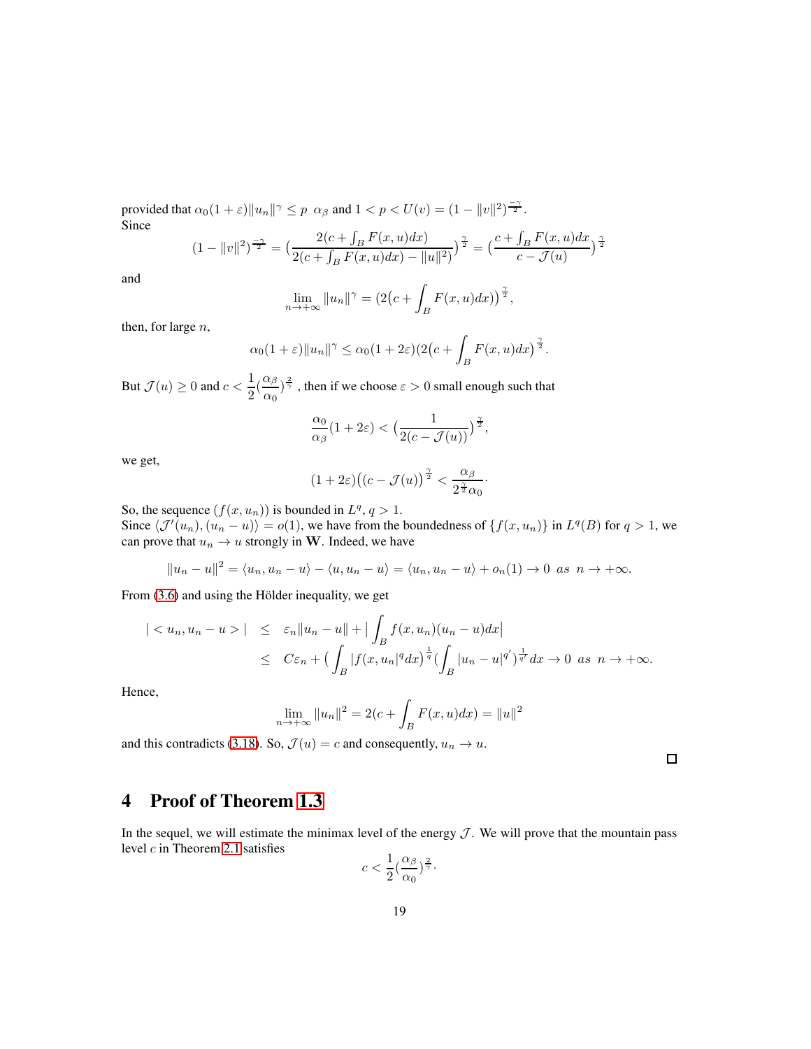provided that $\alpha_0(1+\varepsilon)\|u_n\|^\gamma \leq p\ \ \alpha_\beta$ and $1 < p < U(v) = (1-\|v\|^2)^{\frac{-\gamma}{2}}$.
Since

$$(1-\|v\|^2)^{\frac{-\gamma}{2}} = \big(\frac{2(c+\int_B F(x,u)dx)}{2(c+\int_B F(x,u)dx) - \|u\|^2)}\big)^{\frac{\gamma}{2}} = \big(\frac{c+\int_B F(x,u)dx}{c-\mathcal{J}(u)}\big)^{\frac{\gamma}{2}}$$

and

$$\lim_{n\to+\infty} \|u_n\|^\gamma = (2\big(c+\int_B F(x,u)dx)\big)^{\frac{\gamma}{2}},$$

then, for large $n$,

$$\alpha_0(1+\varepsilon)\|u_n\|^\gamma \leq \alpha_0(1+2\varepsilon)(2\big(c+\int_B F(x,u)dx\big)^{\frac{\gamma}{2}}.$$

But $\mathcal{J}(u) \geq 0$ and $c < \dfrac{1}{2}(\dfrac{\alpha_\beta}{\alpha_0})^{\frac{2}{\gamma}}$ , then if we choose $\varepsilon > 0$ small enough such that

$$\frac{\alpha_0}{\alpha_\beta}(1+2\varepsilon) < \big(\frac{1}{2(c-\mathcal{J}(u))}\big)^{\frac{\gamma}{2}},$$

we get,

$$(1+2\varepsilon)\big((c-\mathcal{J}(u)\big)^{\frac{\gamma}{2}} < \frac{\alpha_\beta}{2^{\frac{\gamma}{2}}\alpha_0}.$$

So, the sequence $(f(x,u_n))$ is bounded in $L^q$, $q > 1$.
Since $\langle \mathcal{J}'(u_n), (u_n - u)\rangle = o(1)$, we have from the boundedness of $\{f(x,u_n)\}$ in $L^q(B)$ for $q > 1$, we can prove that $u_n \to u$ strongly in $\mathbf{W}$. Indeed, we have

$$\|u_n - u\|^2 = \langle u_n, u_n - u\rangle - \langle u, u_n - u\rangle = \langle u_n, u_n - u\rangle + o_n(1) \to 0 \ \ as \ \ n \to +\infty.$$

From (3.6) and using the Hölder inequality, we get

$$\begin{aligned} |<u_n, u_n - u>| &\leq \varepsilon_n\|u_n - u\| + \big|\int_B f(x,u_n)(u_n-u)dx\big| \\ &\leq C\varepsilon_n + \big(\int_B |f(x,u_n|^q dx\big)^{\frac{1}{q}}\big(\int_B |u_n - u|^{q'}\big)^{\frac{1}{q'}}dx \to 0 \ \ as \ \ n \to +\infty. \end{aligned}$$

Hence,

$$\lim_{n\to+\infty} \|u_n\|^2 = 2(c+\int_B F(x,u)dx) = \|u\|^2$$

and this contradicts (3.18). So, $\mathcal{J}(u) = c$ and consequently, $u_n \to u$.

□

# 4 Proof of Theorem 1.3

In the sequel, we will estimate the minimax level of the energy $\mathcal{J}$. We will prove that the mountain pass level $c$ in Theorem 2.1 satisfies

$$c < \frac{1}{2}(\frac{\alpha_\beta}{\alpha_0})^{\frac{2}{\gamma}}.$$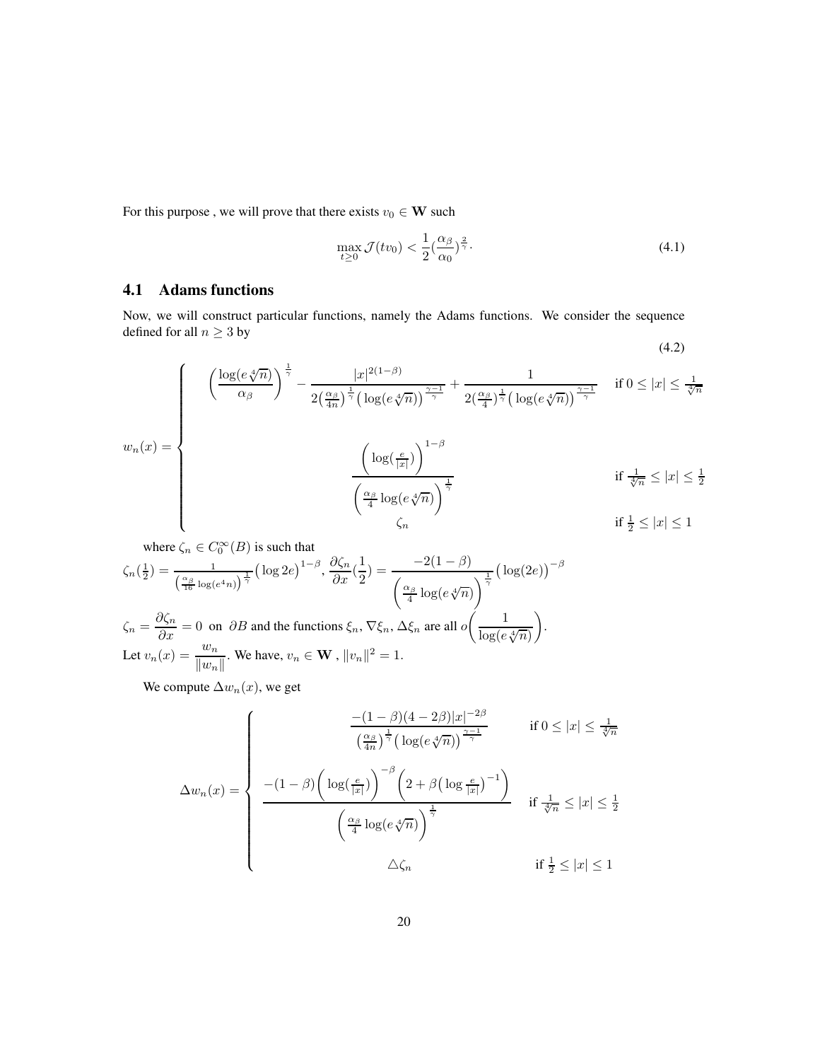For this purpose , we will prove that there exists $v_0 \in \mathbf{W}$ such

$$\max_{t\geq 0} \mathcal{J}(tv_0) < \frac{1}{2}\big(\frac{\alpha_\beta}{\alpha_0}\big)^{\frac{2}{\gamma}}. \tag{4.1}$$

## 4.1 Adams functions

Now, we will construct particular functions, namely the Adams functions. We consider the sequence defined for all $n \geq 3$ by

$$w_n(x) = \begin{cases} \Big(\dfrac{\log(e\sqrt[4]{n})}{\alpha_\beta}\Big)^{\frac{1}{\gamma}} - \dfrac{|x|^{2(1-\beta)}}{2\big(\frac{\alpha_\beta}{4n}\big)^{\frac{1}{\gamma}}\big(\log(e\sqrt[4]{n})\big)^{\frac{\gamma-1}{\gamma}}} + \dfrac{1}{2(\frac{\alpha_\beta}{4})^{\frac{1}{\gamma}}\big(\log(e\sqrt[4]{n})\big)^{\frac{\gamma-1}{\gamma}}} & \text{if } 0 \leq |x| \leq \frac{1}{\sqrt[4]{n}} \\[2ex] \dfrac{\Big(\log(\frac{e}{|x|})\Big)^{1-\beta}}{\Big(\frac{\alpha_\beta}{4}\log(e\sqrt[4]{n})\Big)^{\frac{1}{\gamma}}} & \text{if } \frac{1}{\sqrt[4]{n}} \leq |x| \leq \frac{1}{2} \\[2ex] \zeta_n & \text{if } \frac{1}{2} \leq |x| \leq 1 \end{cases} \tag{4.2}$$

where $\zeta_n \in C_0^\infty(B)$ is such that
$\zeta_n(\frac{1}{2}) = \frac{1}{\big(\frac{\alpha_\beta}{16}\log(e^4 n)\big)^{\frac{1}{\gamma}}}\big(\log 2e\big)^{1-\beta}$, $\dfrac{\partial \zeta_n}{\partial x}(\dfrac{1}{2}) = \dfrac{-2(1-\beta)}{\Big(\frac{\alpha_\beta}{4}\log(e\sqrt[4]{n})\Big)^{\frac{1}{\gamma}}}\big(\log(2e)\big)^{-\beta}$

$\zeta_n = \dfrac{\partial \zeta_n}{\partial x} = 0$ on $\partial B$ and the functions $\xi_n$, $\nabla \xi_n$, $\Delta \xi_n$ are all $o\bigg(\dfrac{1}{\log(e\sqrt[4]{n})}\bigg)$.

Let $v_n(x) = \dfrac{w_n}{\|w_n\|}$. We have, $v_n \in \mathbf{W}$ , $\|v_n\|^2 = 1$.

We compute $\Delta w_n(x)$, we get

$$\Delta w_n(x) = \begin{cases} \dfrac{-(1-\beta)(4-2\beta)|x|^{-2\beta}}{\big(\frac{\alpha_\beta}{4n}\big)^{\frac{1}{\gamma}}\big(\log(e\sqrt[4]{n})\big)^{\frac{\gamma-1}{\gamma}}} & \text{if } 0 \leq |x| \leq \frac{1}{\sqrt[4]{n}} \\[2ex] \dfrac{-(1-\beta)\Big(\log(\frac{e}{|x|})\Big)^{-\beta}\Big(2+\beta\big(\log\frac{e}{|x|}\big)^{-1}\Big)}{\Big(\frac{\alpha_\beta}{4}\log(e\sqrt[4]{n})\Big)^{\frac{1}{\gamma}}} & \text{if } \frac{1}{\sqrt[4]{n}} \leq |x| \leq \frac{1}{2} \\[2ex] \triangle \zeta_n & \text{if } \frac{1}{2} \leq |x| \leq 1 \end{cases}$$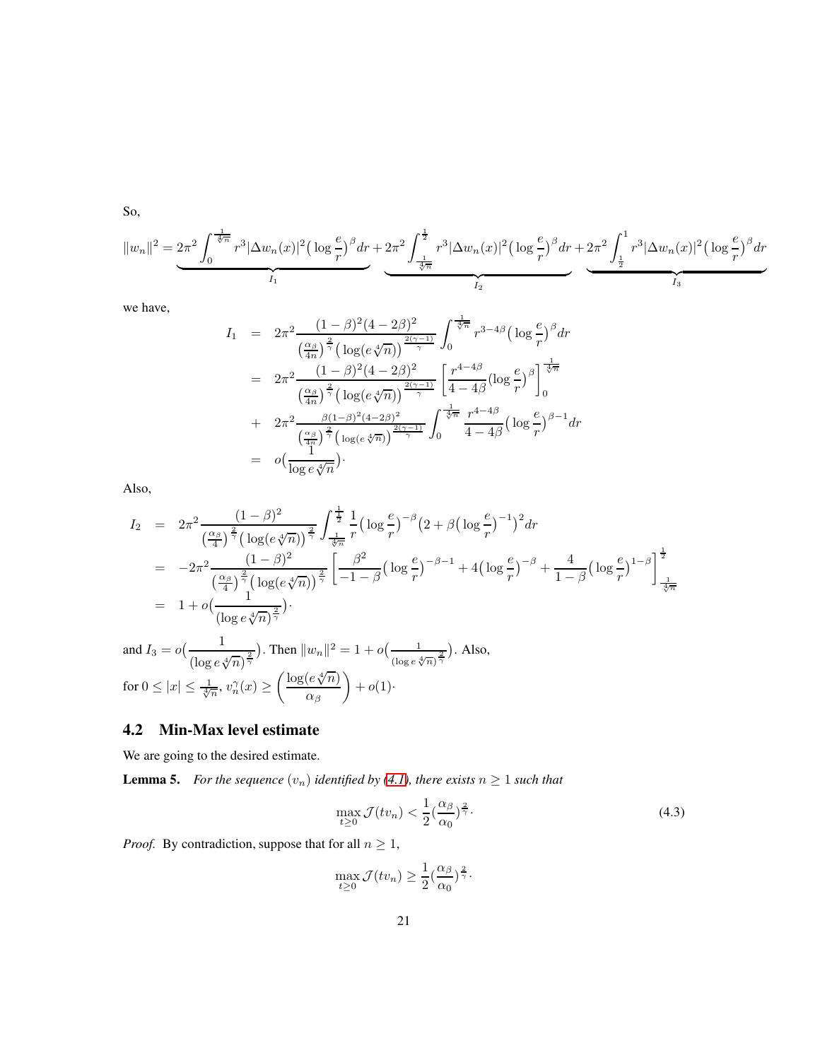So,

$$\|w_n\|^2 = \underbrace{2\pi^2 \int_0^{\frac{1}{\sqrt[4]{n}}} r^3 |\Delta w_n(x)|^2 \big(\log\frac{e}{r}\big)^\beta dr}_{I_1} + \underbrace{2\pi^2 \int_{\frac{1}{\sqrt[4]{n}}}^{\frac{1}{2}} r^3 |\Delta w_n(x)|^2 \big(\log\frac{e}{r}\big)^\beta dr}_{I_2} + \underbrace{2\pi^2 \int_{\frac{1}{2}}^{1} r^3 |\Delta w_n(x)|^2 \big(\log\frac{e}{r}\big)^\beta dr}_{I_3}$$

we have,

$$\begin{aligned}
I_1 &= 2\pi^2 \frac{(1-\beta)^2(4-2\beta)^2}{\big(\frac{\alpha_\beta}{4n}\big)^{\frac{2}{\gamma}}\big(\log(e\sqrt[4]{n})\big)^{\frac{2(\gamma-1)}{\gamma}}} \int_0^{\frac{1}{\sqrt[4]{n}}} r^{3-4\beta}\big(\log\frac{e}{r}\big)^\beta dr \\
&= 2\pi^2 \frac{(1-\beta)^2(4-2\beta)^2}{\big(\frac{\alpha_\beta}{4n}\big)^{\frac{2}{\gamma}}\big(\log(e\sqrt[4]{n})\big)^{\frac{2(\gamma-1)}{\gamma}}} \left[\frac{r^{4-4\beta}}{4-4\beta}(\log\frac{e}{r})^\beta\right]_0^{\frac{1}{\sqrt[4]{n}}} \\
&+ 2\pi^2 \frac{\beta(1-\beta)^2(4-2\beta)^2}{\big(\frac{\alpha_\beta}{4n}\big)^{\frac{2}{\gamma}}\big(\log(e\sqrt[4]{n})\big)^{\frac{2(\gamma-1)}{\gamma}}} \int_0^{\frac{1}{\sqrt[4]{n}}} \frac{r^{4-4\beta}}{4-4\beta}\big(\log\frac{e}{r}\big)^{\beta-1} dr \\
&= o\big(\frac{1}{\log e\sqrt[4]{n}}\big)\cdot
\end{aligned}$$

Also,

$$\begin{aligned}
I_2 &= 2\pi^2 \frac{(1-\beta)^2}{\big(\frac{\alpha_\beta}{4}\big)^{\frac{2}{\gamma}}\big(\log(e\sqrt[4]{n})\big)^{\frac{2}{\gamma}}} \int_{\frac{1}{\sqrt[4]{n}}}^{\frac{1}{2}} \frac{1}{r}\big(\log\frac{e}{r}\big)^{-\beta}\big(2+\beta\big(\log\frac{e}{r}\big)^{-1}\big)^2 dr \\
&= -2\pi^2 \frac{(1-\beta)^2}{\big(\frac{\alpha_\beta}{4}\big)^{\frac{2}{\gamma}}\big(\log(e\sqrt[4]{n})\big)^{\frac{2}{\gamma}}} \left[\frac{\beta^2}{-1-\beta}\big(\log\frac{e}{r}\big)^{-\beta-1} + 4\big(\log\frac{e}{r}\big)^{-\beta} + \frac{4}{1-\beta}\big(\log\frac{e}{r}\big)^{1-\beta}\right]_{\frac{1}{\sqrt[4]{n}}}^{\frac{1}{2}} \\
&= 1 + o\big(\frac{1}{(\log e\sqrt[4]{n})^{\frac{2}{\gamma}}}\big)\cdot
\end{aligned}$$

and $I_3 = o\big(\frac{1}{(\log e\sqrt[4]{n})^{\frac{2}{\gamma}}}\big)$. Then $\|w_n\|^2 = 1 + o\big(\frac{1}{(\log e\sqrt[4]{n})^{\frac{2}{\gamma}}}\big)$. Also, for $0 \le |x| \le \frac{1}{\sqrt[4]{n}}$, $v_n^\gamma(x) \ge \left(\frac{\log(e\sqrt[4]{n})}{\alpha_\beta}\right) + o(1)\cdot$

## 4.2 Min-Max level estimate

We are going to the desired estimate.

**Lemma 5.** *For the sequence $(v_n)$ identified by (4.1), there exists $n \ge 1$ such that*

$$\max_{t\ge 0} \mathcal{J}(tv_n) < \frac{1}{2}\big(\frac{\alpha_\beta}{\alpha_0}\big)^{\frac{2}{\gamma}}\cdot \tag{4.3}$$

*Proof.* By contradiction, suppose that for all $n \ge 1$,

$$\max_{t\ge 0} \mathcal{J}(tv_n) \ge \frac{1}{2}\big(\frac{\alpha_\beta}{\alpha_0}\big)^{\frac{2}{\gamma}}\cdot$$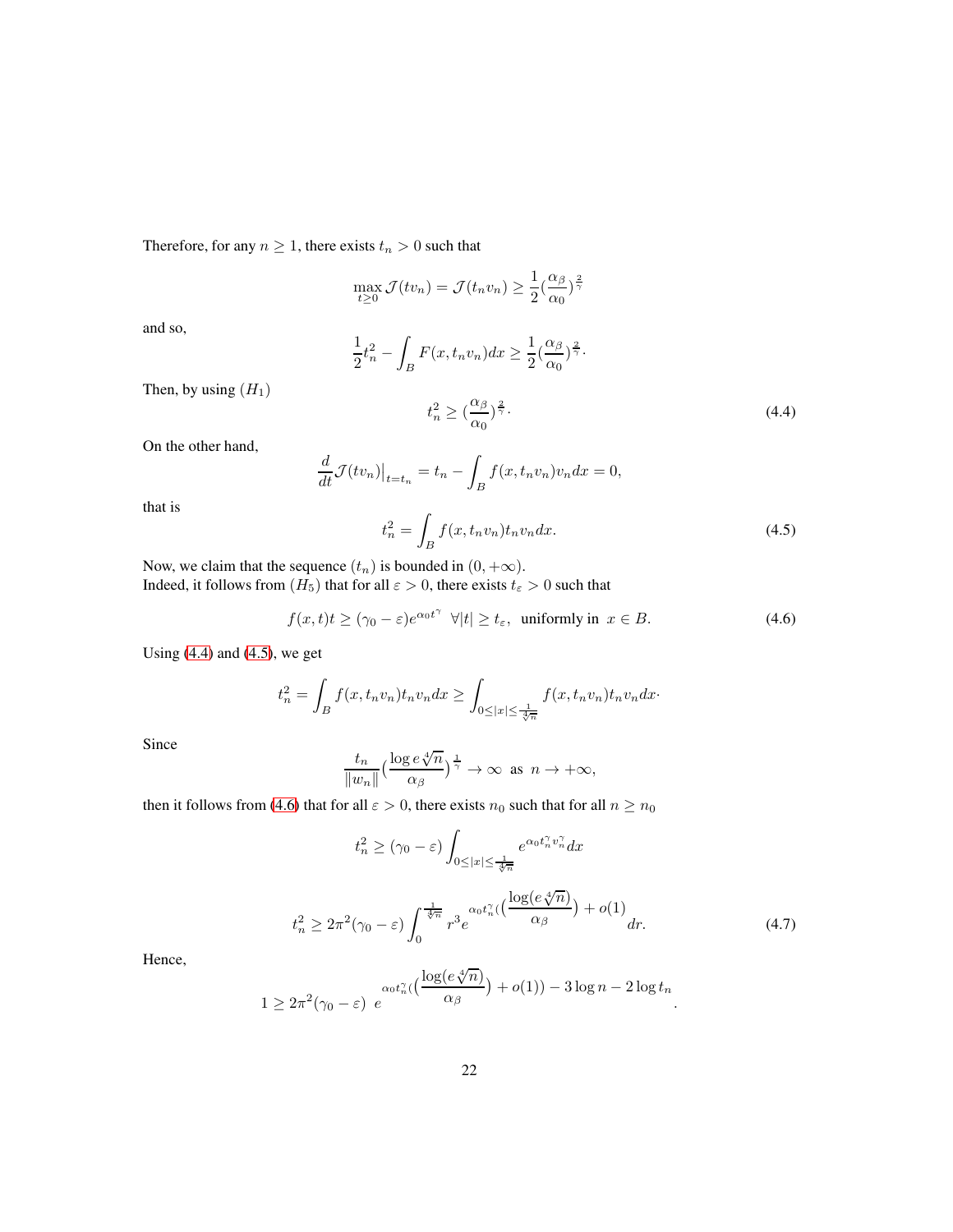Therefore, for any $n \geq 1$, there exists $t_n > 0$ such that

$$\max_{t\geq 0} \mathcal{J}(tv_n) = \mathcal{J}(t_n v_n) \geq \frac{1}{2}(\frac{\alpha_\beta}{\alpha_0})^{\frac{2}{\gamma}}$$

and so,

$$\frac{1}{2}t_n^2 - \int_B F(x, t_n v_n)dx \geq \frac{1}{2}(\frac{\alpha_\beta}{\alpha_0})^{\frac{2}{\gamma}}.$$

Then, by using $(H_1)$

$$t_n^2 \geq (\frac{\alpha_\beta}{\alpha_0})^{\frac{2}{\gamma}}. \tag{4.4}$$

On the other hand,

$$\frac{d}{dt}\mathcal{J}(tv_n)\big|_{t=t_n} = t_n - \int_B f(x, t_n v_n)v_n dx = 0,$$

that is

$$t_n^2 = \int_B f(x, t_n v_n)t_n v_n dx. \tag{4.5}$$

Now, we claim that the sequence $(t_n)$ is bounded in $(0, +\infty)$.
Indeed, it follows from $(H_5)$ that for all $\varepsilon > 0$, there exists $t_\varepsilon > 0$ such that

$$f(x,t)t \geq (\gamma_0 - \varepsilon)e^{\alpha_0 t^\gamma} \;\; \forall |t| \geq t_\varepsilon, \;\text{ uniformly in }\; x \in B. \tag{4.6}$$

Using (4.4) and (4.5), we get

$$t_n^2 = \int_B f(x, t_n v_n)t_n v_n dx \geq \int_{0\leq|x|\leq\frac{1}{\sqrt[4]{n}}} f(x, t_n v_n)t_n v_n dx.$$

Since

$$\frac{t_n}{\|w_n\|}(\frac{\log e\sqrt[4]{n}}{\alpha_\beta})^{\frac{1}{\gamma}} \to \infty \;\text{ as }\; n \to +\infty,$$

then it follows from (4.6) that for all $\varepsilon > 0$, there exists $n_0$ such that for all $n \geq n_0$

$$t_n^2 \geq (\gamma_0 - \varepsilon)\int_{0\leq|x|\leq\frac{1}{\sqrt[4]{n}}} e^{\alpha_0 t_n^\gamma v_n^\gamma}dx$$

$$t_n^2 \geq 2\pi^2(\gamma_0 - \varepsilon)\int_0^{\frac{1}{\sqrt[4]{n}}} r^3 e^{\alpha_0 t_n^\gamma\left(\left(\frac{\log(e\sqrt[4]{n})}{\alpha_\beta}\right) + o(1)\right)}dr. \tag{4.7}$$

Hence,

$$1 \geq 2\pi^2(\gamma_0 - \varepsilon)\; e^{\alpha_0 t_n^\gamma\left(\left(\frac{\log(e\sqrt[4]{n})}{\alpha_\beta}\right) + o(1)\right) - 3\log n - 2\log t_n}.$$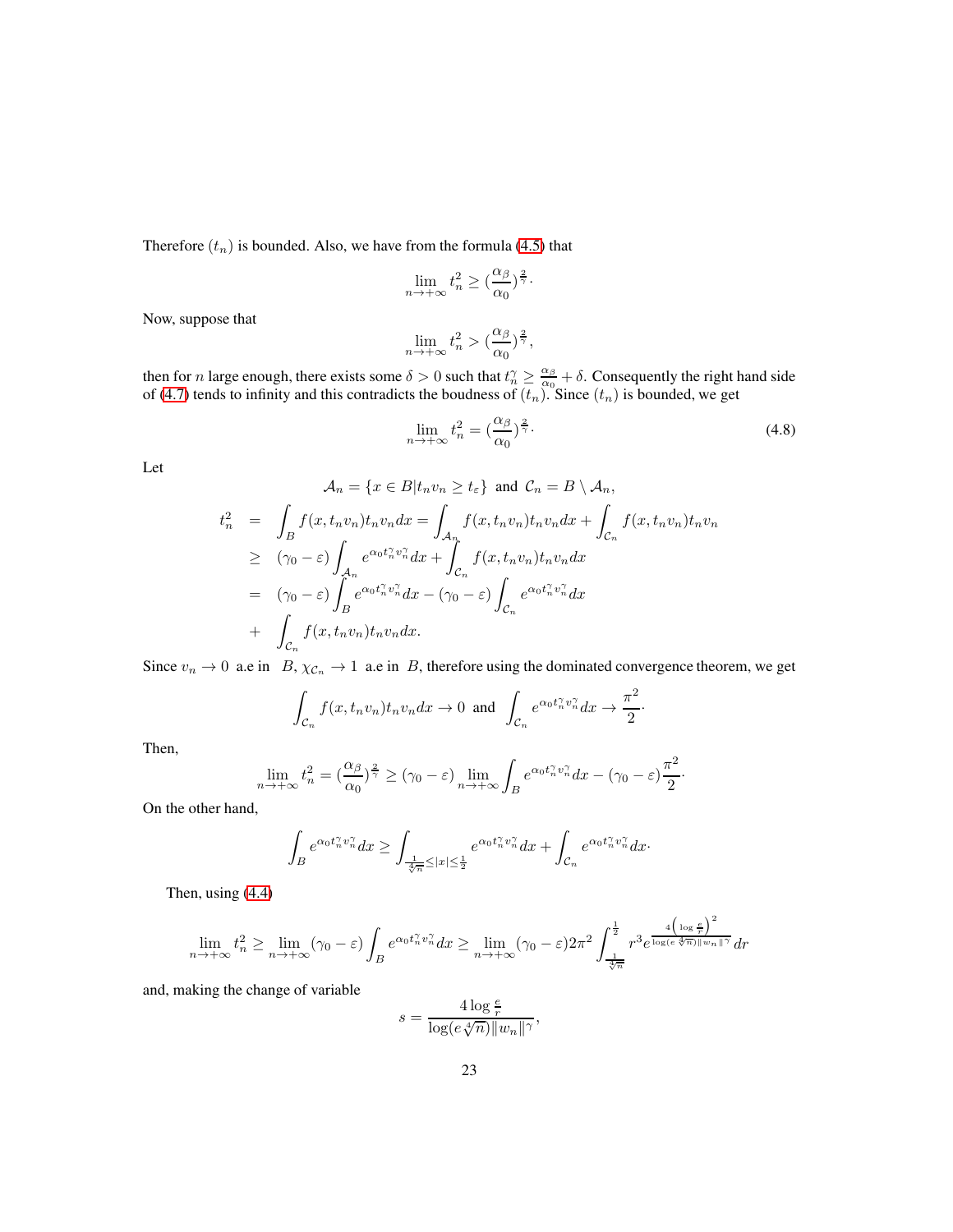Therefore $(t_n)$ is bounded. Also, we have from the formula (4.5) that

$$\lim_{n\to+\infty} t_n^2 \geq (\frac{\alpha_\beta}{\alpha_0})^{\frac{2}{\gamma}}\cdot$$

Now, suppose that

$$\lim_{n\to+\infty} t_n^2 > (\frac{\alpha_\beta}{\alpha_0})^{\frac{2}{\gamma}},$$

then for $n$ large enough, there exists some $\delta > 0$ such that $t_n^\gamma \geq \frac{\alpha_\beta}{\alpha_0} + \delta$. Consequently the right hand side of (4.7) tends to infinity and this contradicts the boudness of $(t_n)$. Since $(t_n)$ is bounded, we get

$$\lim_{n\to+\infty} t_n^2 = (\frac{\alpha_\beta}{\alpha_0})^{\frac{2}{\gamma}}\cdot \tag{4.8}$$

Let

$$\mathcal{A}_n = \{x \in B | t_n v_n \geq t_\varepsilon\} \text{ and } \mathcal{C}_n = B \setminus \mathcal{A}_n,$$

$$\begin{aligned}
t_n^2 &= \int_B f(x, t_n v_n) t_n v_n dx = \int_{\mathcal{A}_n} f(x, t_n v_n) t_n v_n dx + \int_{\mathcal{C}_n} f(x, t_n v_n) t_n v_n \\
&\geq (\gamma_0 - \varepsilon) \int_{\mathcal{A}_n} e^{\alpha_0 t_n^\gamma v_n^\gamma} dx + \int_{\mathcal{C}_n} f(x, t_n v_n) t_n v_n dx \\
&= (\gamma_0 - \varepsilon) \int_B e^{\alpha_0 t_n^\gamma v_n^\gamma} dx - (\gamma_0 - \varepsilon) \int_{\mathcal{C}_n} e^{\alpha_0 t_n^\gamma v_n^\gamma} dx \\
&+ \int_{\mathcal{C}_n} f(x, t_n v_n) t_n v_n dx.
\end{aligned}$$

Since $v_n \to 0$ a.e in $B$, $\chi_{\mathcal{C}_n} \to 1$ a.e in $B$, therefore using the dominated convergence theorem, we get

$$\int_{\mathcal{C}_n} f(x, t_n v_n) t_n v_n dx \to 0 \text{ and } \int_{\mathcal{C}_n} e^{\alpha_0 t_n^\gamma v_n^\gamma} dx \to \frac{\pi^2}{2}\cdot$$

Then,

$$\lim_{n\to+\infty} t_n^2 = (\frac{\alpha_\beta}{\alpha_0})^{\frac{2}{\gamma}} \geq (\gamma_0 - \varepsilon) \lim_{n\to+\infty} \int_B e^{\alpha_0 t_n^\gamma v_n^\gamma} dx - (\gamma_0 - \varepsilon)\frac{\pi^2}{2}\cdot$$

On the other hand,

$$\int_B e^{\alpha_0 t_n^\gamma v_n^\gamma} dx \geq \int_{\frac{1}{\sqrt[4]{n}} \leq |x| \leq \frac{1}{2}} e^{\alpha_0 t_n^\gamma v_n^\gamma} dx + \int_{\mathcal{C}_n} e^{\alpha_0 t_n^\gamma v_n^\gamma} dx\cdot$$

Then, using (4.4)

$$\lim_{n\to+\infty} t_n^2 \geq \lim_{n\to+\infty} (\gamma_0 - \varepsilon) \int_B e^{\alpha_0 t_n^\gamma v_n^\gamma} dx \geq \lim_{n\to+\infty} (\gamma_0 - \varepsilon) 2\pi^2 \int_{\frac{1}{\sqrt[4]{n}}}^{\frac{1}{2}} r^3 e^{\frac{4\left(\log\frac{e}{r}\right)^2}{\log(e\sqrt[4]{n})\|w_n\|^\gamma}} dr$$

and, making the change of variable

$$s = \frac{4 \log \frac{e}{r}}{\log(e\sqrt[4]{n})\|w_n\|^\gamma},$$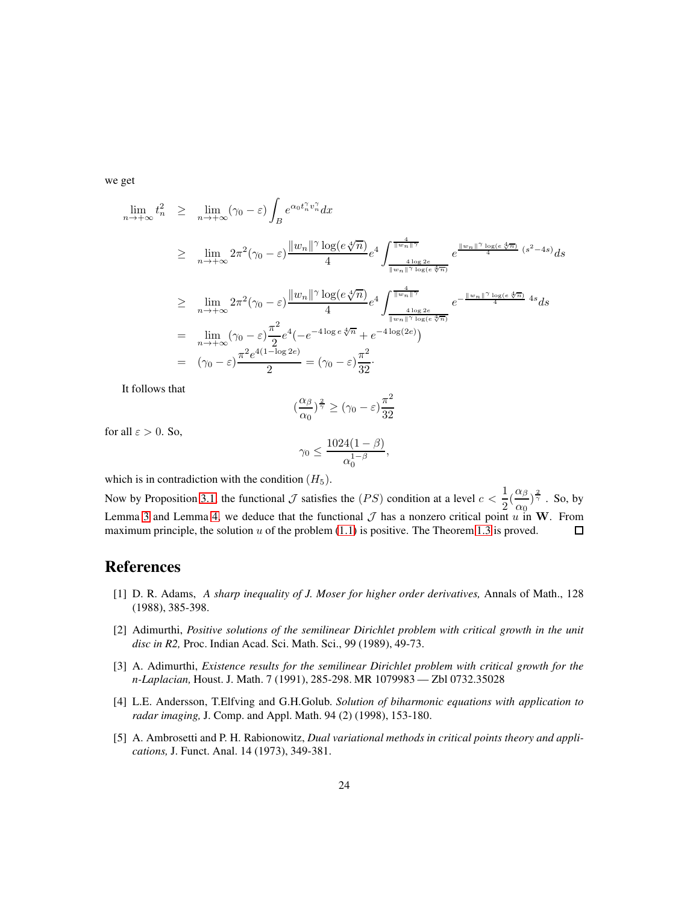we get

$$
\begin{aligned}
\lim_{n\to+\infty} t_n^2 &\geq \lim_{n\to+\infty}(\gamma_0-\varepsilon)\int_B e^{\alpha_0 t_n^\gamma v_n^\gamma}dx \\
&\geq \lim_{n\to+\infty} 2\pi^2(\gamma_0-\varepsilon)\frac{\|w_n\|^\gamma\log(e\sqrt[4]{n})}{4}e^4\int_{\frac{4\log 2e}{\|w_n\|^\gamma\log(e\sqrt[4]{n})}}^{\frac{4}{\|w_n\|^\gamma}} e^{\frac{\|w_n\|^\gamma\log(e\sqrt[4]{n})}{4}(s^2-4s)}ds \\
&\geq \lim_{n\to+\infty} 2\pi^2(\gamma_0-\varepsilon)\frac{\|w_n\|^\gamma\log(e\sqrt[4]{n})}{4}e^4\int_{\frac{4\log 2e}{\|w_n\|^\gamma\log(e\sqrt[4]{n})}}^{\frac{4}{\|w_n\|^\gamma}} e^{-\frac{\|w_n\|^\gamma\log(e\sqrt[4]{n})}{4}4s}ds \\
&= \lim_{n\to+\infty}(\gamma_0-\varepsilon)\frac{\pi^2}{2}e^4(-e^{-4\log e\sqrt[4]{n}}+e^{-4\log(2e)}) \\
&= (\gamma_0-\varepsilon)\frac{\pi^2 e^{4(1-\log 2e)}}{2} = (\gamma_0-\varepsilon)\frac{\pi^2}{32}.
\end{aligned}
$$

It follows that

$$
\left(\frac{\alpha_\beta}{\alpha_0}\right)^{\frac{2}{\gamma}} \geq (\gamma_0-\varepsilon)\frac{\pi^2}{32}
$$

for all $\varepsilon>0$. So,

$$
\gamma_0 \leq \frac{1024(1-\beta)}{\alpha_0^{1-\beta}},
$$

which is in contradiction with the condition $(H_5)$.

Now by Proposition 3.1, the functional $\mathcal{J}$ satisfies the $(PS)$ condition at a level $c<\frac{1}{2}\left(\frac{\alpha_\beta}{\alpha_0}\right)^{\frac{2}{\gamma}}$. So, by Lemma 3 and Lemma 4, we deduce that the functional $\mathcal{J}$ has a nonzero critical point $u$ in $\mathbf{W}$. From maximum principle, the solution $u$ of the problem (1.1) is positive. The Theorem 1.3 is proved. □

# References

[1] D. R. Adams, *A sharp inequality of J. Moser for higher order derivatives,* Annals of Math., 128 (1988), 385-398.

[2] Adimurthi, *Positive solutions of the semilinear Dirichlet problem with critical growth in the unit disc in R2,* Proc. Indian Acad. Sci. Math. Sci., 99 (1989), 49-73.

[3] A. Adimurthi, *Existence results for the semilinear Dirichlet problem with critical growth for the n-Laplacian,* Houst. J. Math. 7 (1991), 285-298. MR 1079983 — Zbl 0732.35028

[4] L.E. Andersson, T.Elfving and G.H.Golub. *Solution of biharmonic equations with application to radar imaging,* J. Comp. and Appl. Math. 94 (2) (1998), 153-180.

[5] A. Ambrosetti and P. H. Rabionowitz, *Dual variational methods in critical points theory and applications,* J. Funct. Anal. 14 (1973), 349-381.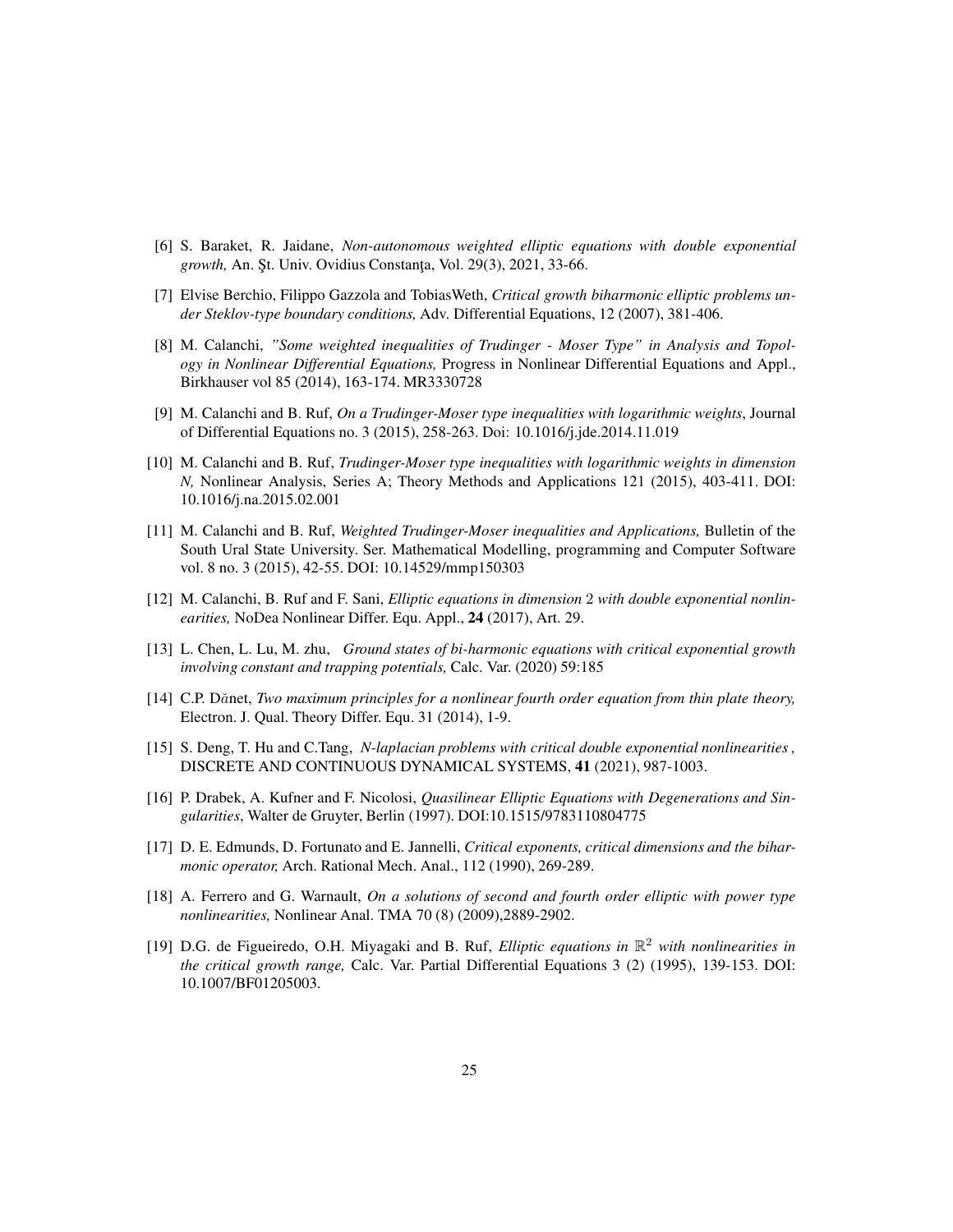[6] S. Baraket, R. Jaidane, *Non-autonomous weighted elliptic equations with double exponential growth,* An. Şt. Univ. Ovidius Constanţa, Vol. 29(3), 2021, 33-66.

[7] Elvise Berchio, Filippo Gazzola and TobiasWeth, *Critical growth biharmonic elliptic problems under Steklov-type boundary conditions,* Adv. Differential Equations, 12 (2007), 381-406.

[8] M. Calanchi, *"Some weighted inequalities of Trudinger - Moser Type" in Analysis and Topology in Nonlinear Differential Equations,* Progress in Nonlinear Differential Equations and Appl., Birkhauser vol 85 (2014), 163-174. MR3330728

[9] M. Calanchi and B. Ruf, *On a Trudinger-Moser type inequalities with logarithmic weights*, Journal of Differential Equations no. 3 (2015), 258-263. Doi: 10.1016/j.jde.2014.11.019

[10] M. Calanchi and B. Ruf, *Trudinger-Moser type inequalities with logarithmic weights in dimension N,* Nonlinear Analysis, Series A; Theory Methods and Applications 121 (2015), 403-411. DOI: 10.1016/j.na.2015.02.001

[11] M. Calanchi and B. Ruf, *Weighted Trudinger-Moser inequalities and Applications,* Bulletin of the South Ural State University. Ser. Mathematical Modelling, programming and Computer Software vol. 8 no. 3 (2015), 42-55. DOI: 10.14529/mmp150303

[12] M. Calanchi, B. Ruf and F. Sani, *Elliptic equations in dimension* 2 *with double exponential nonlinearities,* NoDea Nonlinear Differ. Equ. Appl., **24** (2017), Art. 29.

[13] L. Chen, L. Lu, M. zhu, *Ground states of bi-harmonic equations with critical exponential growth involving constant and trapping potentials,* Calc. Var. (2020) 59:185

[14] C.P. Dănet, *Two maximum principles for a nonlinear fourth order equation from thin plate theory,* Electron. J. Qual. Theory Differ. Equ. 31 (2014), 1-9.

[15] S. Deng, T. Hu and C.Tang, *N-laplacian problems with critical double exponential nonlinearities ,* DISCRETE AND CONTINUOUS DYNAMICAL SYSTEMS, **41** (2021), 987-1003.

[16] P. Drabek, A. Kufner and F. Nicolosi, *Quasilinear Elliptic Equations with Degenerations and Singularities*, Walter de Gruyter, Berlin (1997). DOI:10.1515/9783110804775

[17] D. E. Edmunds, D. Fortunato and E. Jannelli, *Critical exponents, critical dimensions and the biharmonic operator,* Arch. Rational Mech. Anal., 112 (1990), 269-289.

[18] A. Ferrero and G. Warnault, *On a solutions of second and fourth order elliptic with power type nonlinearities,* Nonlinear Anal. TMA 70 (8) (2009),2889-2902.

[19] D.G. de Figueiredo, O.H. Miyagaki and B. Ruf, *Elliptic equations in* $\mathbb{R}^2$ *with nonlinearities in the critical growth range,* Calc. Var. Partial Differential Equations 3 (2) (1995), 139-153. DOI: 10.1007/BF01205003.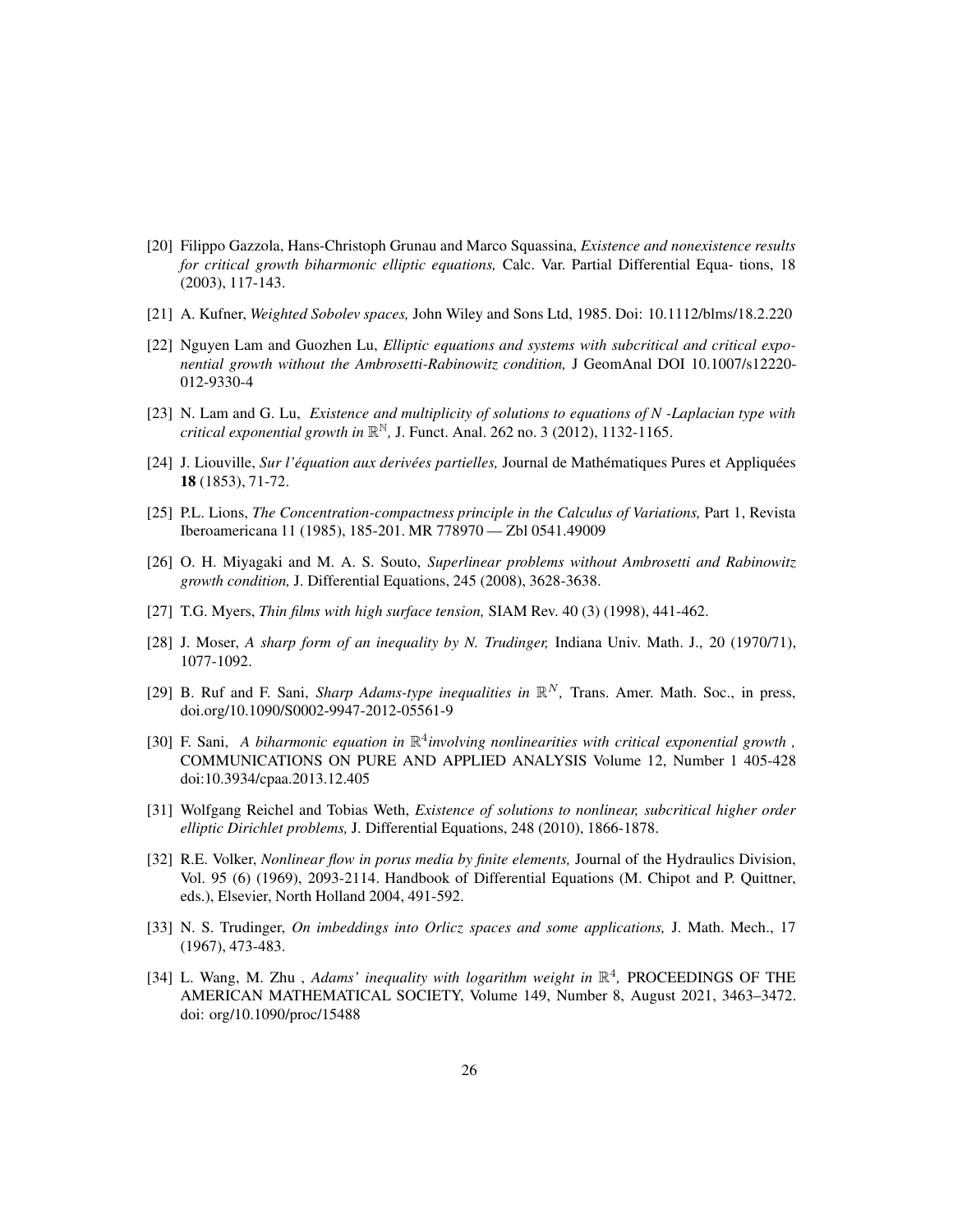[20] Filippo Gazzola, Hans-Christoph Grunau and Marco Squassina, *Existence and nonexistence results for critical growth biharmonic elliptic equations,* Calc. Var. Partial Differential Equa- tions, 18 (2003), 117-143.

[21] A. Kufner, *Weighted Sobolev spaces,* John Wiley and Sons Ltd, 1985. Doi: 10.1112/blms/18.2.220

[22] Nguyen Lam and Guozhen Lu, *Elliptic equations and systems with subcritical and critical exponential growth without the Ambrosetti-Rabinowitz condition,* J GeomAnal DOI 10.1007/s12220-012-9330-4

[23] N. Lam and G. Lu, *Existence and multiplicity of solutions to equations of N -Laplacian type with critical exponential growth in* $\mathbb{R}^{\mathbb{N}}$*,* J. Funct. Anal. 262 no. 3 (2012), 1132-1165.

[24] J. Liouville, *Sur l'équation aux derivées partielles,* Journal de Mathématiques Pures et Appliquées **18** (1853), 71-72.

[25] P.L. Lions, *The Concentration-compactness principle in the Calculus of Variations,* Part 1, Revista Iberoamericana 11 (1985), 185-201. MR 778970 — Zbl 0541.49009

[26] O. H. Miyagaki and M. A. S. Souto, *Superlinear problems without Ambrosetti and Rabinowitz growth condition,* J. Differential Equations, 245 (2008), 3628-3638.

[27] T.G. Myers, *Thin films with high surface tension,* SIAM Rev. 40 (3) (1998), 441-462.

[28] J. Moser, *A sharp form of an inequality by N. Trudinger,* Indiana Univ. Math. J., 20 (1970/71), 1077-1092.

[29] B. Ruf and F. Sani, *Sharp Adams-type inequalities in* $\mathbb{R}^N$*,* Trans. Amer. Math. Soc., in press, doi.org/10.1090/S0002-9947-2012-05561-9

[30] F. Sani, *A biharmonic equation in* $\mathbb{R}^4$*involving nonlinearities with critical exponential growth ,* COMMUNICATIONS ON PURE AND APPLIED ANALYSIS Volume 12, Number 1 405-428 doi:10.3934/cpaa.2013.12.405

[31] Wolfgang Reichel and Tobias Weth, *Existence of solutions to nonlinear, subcritical higher order elliptic Dirichlet problems,* J. Differential Equations, 248 (2010), 1866-1878.

[32] R.E. Volker, *Nonlinear flow in porus media by finite elements,* Journal of the Hydraulics Division, Vol. 95 (6) (1969), 2093-2114. Handbook of Differential Equations (M. Chipot and P. Quittner, eds.), Elsevier, North Holland 2004, 491-592.

[33] N. S. Trudinger, *On imbeddings into Orlicz spaces and some applications,* J. Math. Mech., 17 (1967), 473-483.

[34] L. Wang, M. Zhu , *Adams' inequality with logarithm weight in* $\mathbb{R}^4$*,* PROCEEDINGS OF THE AMERICAN MATHEMATICAL SOCIETY, Volume 149, Number 8, August 2021, 3463–3472. doi: org/10.1090/proc/15488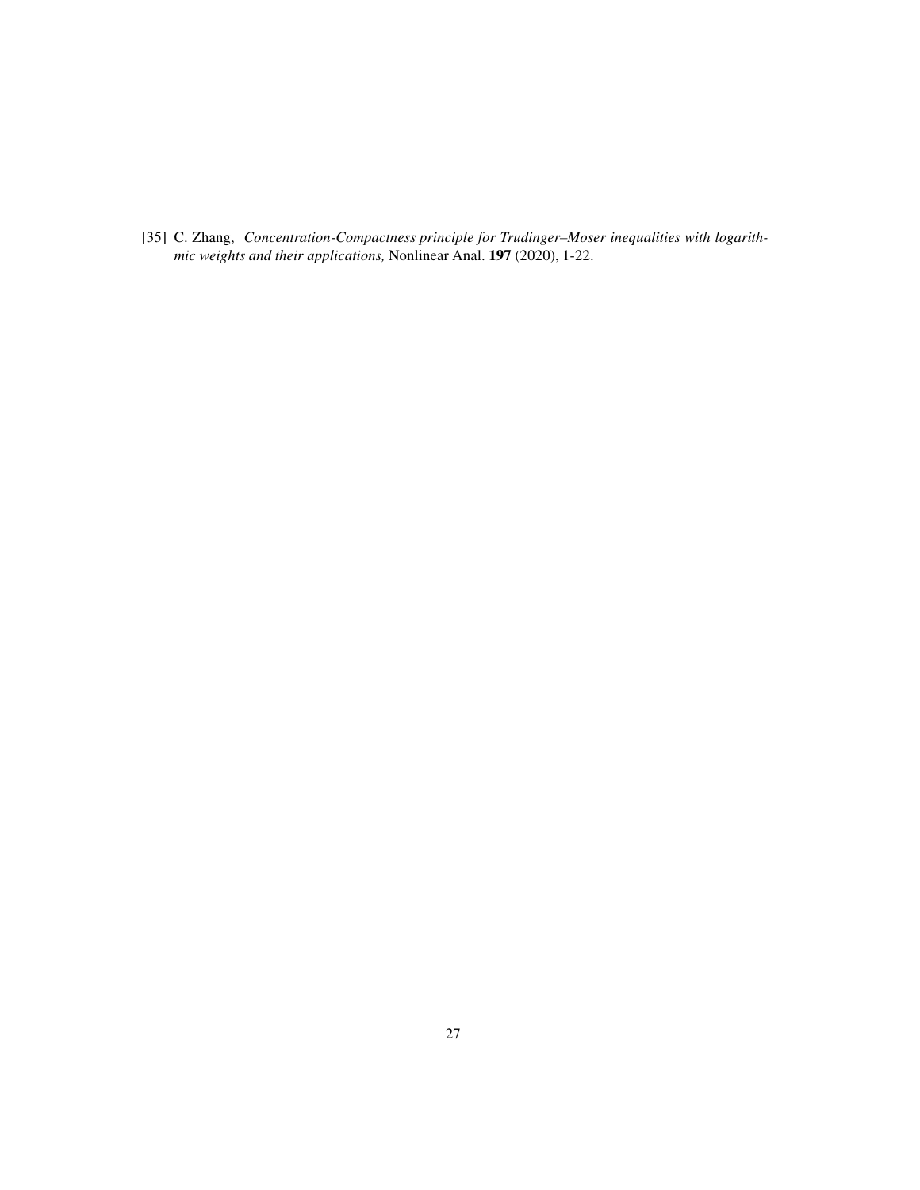[35] C. Zhang, *Concentration-Compactness principle for Trudinger–Moser inequalities with logarithmic weights and their applications,* Nonlinear Anal. **197** (2020), 1-22.